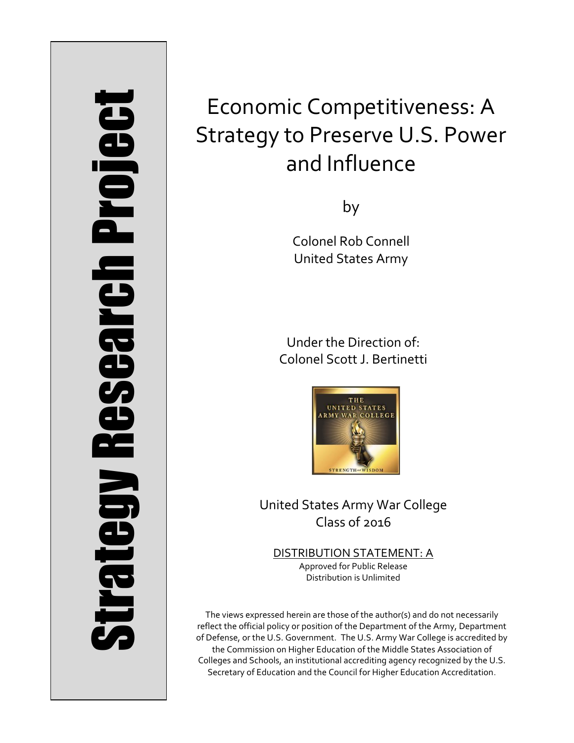Strategy Research Project

# Economic Competitiveness: A Strategy to Preserve U.S. Power and Influence

by

Colonel Rob Connell
United States Army

Under the Direction of:
Colonel Scott J. Bertinetti

United States Army War College
Class of 2016

DISTRIBUTION STATEMENT: A
Approved for Public Release
Distribution is Unlimited

The views expressed herein are those of the author(s) and do not necessarily reflect the official policy or position of the Department of the Army, Department of Defense, or the U.S. Government. The U.S. Army War College is accredited by the Commission on Higher Education of the Middle States Association of Colleges and Schools, an institutional accrediting agency recognized by the U.S. Secretary of Education and the Council for Higher Education Accreditation.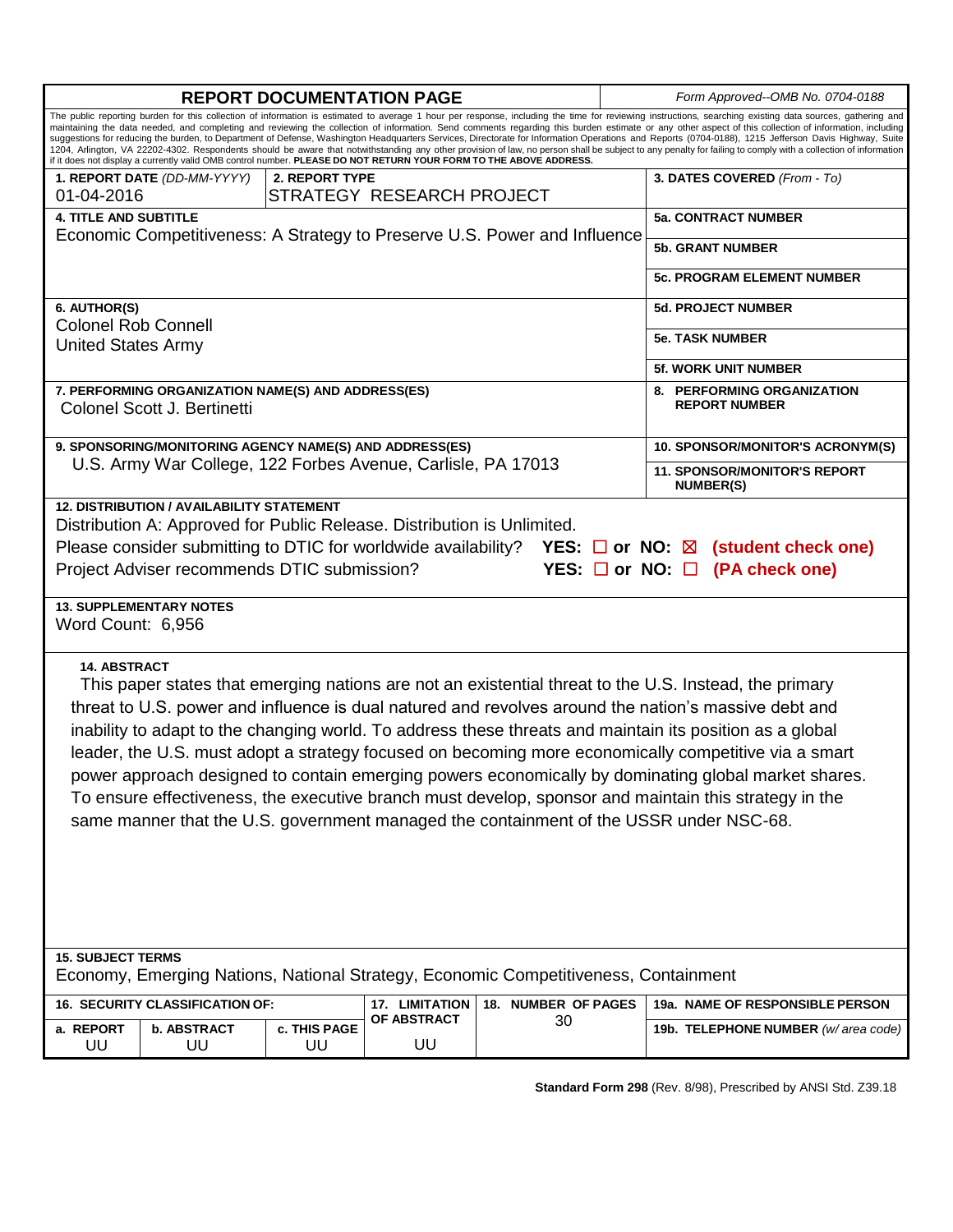# REPORT DOCUMENTATION PAGE

*Form Approved--OMB No. 0704-0188*

The public reporting burden for this collection of information is estimated to average 1 hour per response, including the time for reviewing instructions, searching existing data sources, gathering and maintaining the data needed, and completing and reviewing the collection of information. Send comments regarding this burden estimate or any other aspect of this collection of information, including suggestions for reducing the burden, to Department of Defense, Washington Headquarters Services, Directorate for Information Operations and Reports (0704-0188), 1215 Jefferson Davis Highway, Suite 1204, Arlington, VA 22202-4302. Respondents should be aware that notwithstanding any other provision of law, no person shall be subject to any penalty for failing to comply with a collection of information if it does not display a currently valid OMB control number. **PLEASE DO NOT RETURN YOUR FORM TO THE ABOVE ADDRESS.**

| | | |
|---|---|---|
| **1. REPORT DATE** *(DD-MM-YYYY)* 01-04-2016 | **2. REPORT TYPE** STRATEGY RESEARCH PROJECT | **3. DATES COVERED** *(From - To)* |
| **4. TITLE AND SUBTITLE** Economic Competitiveness: A Strategy to Preserve U.S. Power and Influence | | **5a. CONTRACT NUMBER** |
| | | **5b. GRANT NUMBER** |
| | | **5c. PROGRAM ELEMENT NUMBER** |
| **6. AUTHOR(S)** Colonel Rob Connell United States Army | | **5d. PROJECT NUMBER** |
| | | **5e. TASK NUMBER** |
| | | **5f. WORK UNIT NUMBER** |
| **7. PERFORMING ORGANIZATION NAME(S) AND ADDRESS(ES)** Colonel Scott J. Bertinetti | | **8. PERFORMING ORGANIZATION REPORT NUMBER** |
| **9. SPONSORING/MONITORING AGENCY NAME(S) AND ADDRESS(ES)** U.S. Army War College, 122 Forbes Avenue, Carlisle, PA 17013 | | **10. SPONSOR/MONITOR'S ACRONYM(S)** |
| | | **11. SPONSOR/MONITOR'S REPORT NUMBER(S)** |

**12. DISTRIBUTION / AVAILABILITY STATEMENT**
Distribution A: Approved for Public Release. Distribution is Unlimited.
Please consider submitting to DTIC for worldwide availability? **YES: ☐ or NO: ☒ (student check one)**
Project Adviser recommends DTIC submission? **YES: ☐ or NO: ☐ (PA check one)**

**13. SUPPLEMENTARY NOTES**
Word Count: 6,956

**14. ABSTRACT**
This paper states that emerging nations are not an existential threat to the U.S. Instead, the primary threat to U.S. power and influence is dual natured and revolves around the nation's massive debt and inability to adapt to the changing world. To address these threats and maintain its position as a global leader, the U.S. must adopt a strategy focused on becoming more economically competitive via a smart power approach designed to contain emerging powers economically by dominating global market shares. To ensure effectiveness, the executive branch must develop, sponsor and maintain this strategy in the same manner that the U.S. government managed the containment of the USSR under NSC-68.

**15. SUBJECT TERMS**
Economy, Emerging Nations, National Strategy, Economic Competitiveness, Containment

| **16. SECURITY CLASSIFICATION OF:** | | | **17. LIMITATION OF ABSTRACT** | **18. NUMBER OF PAGES** | **19a. NAME OF RESPONSIBLE PERSON** |
|---|---|---|---|---|---|
| **a. REPORT** | **b. ABSTRACT** | **c. THIS PAGE** | | | **19b. TELEPHONE NUMBER** *(w/ area code)* |
| UU | UU | UU | UU | 30 | |

**Standard Form 298** (Rev. 8/98), Prescribed by ANSI Std. Z39.18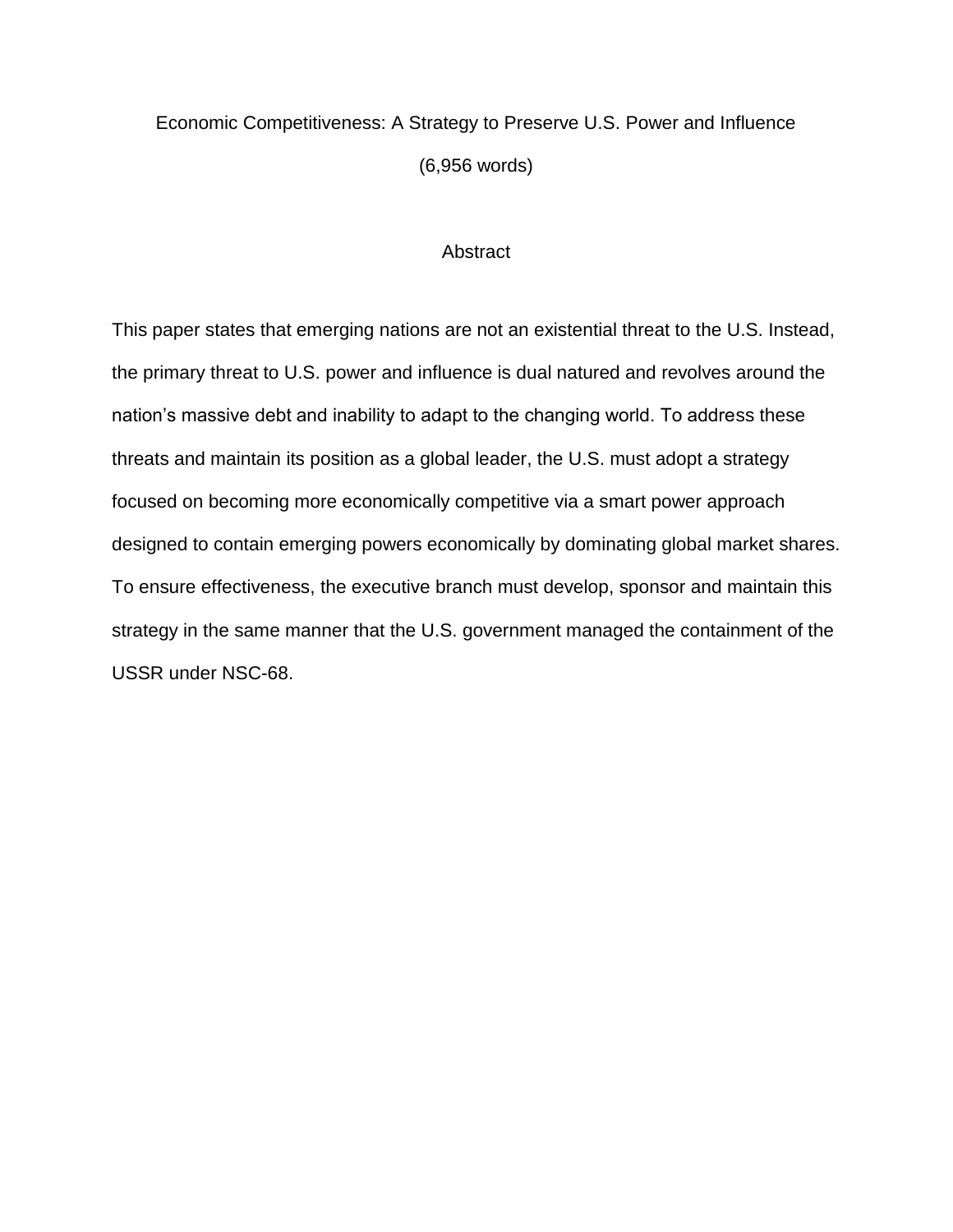# Economic Competitiveness: A Strategy to Preserve U.S. Power and Influence

(6,956 words)

## Abstract

This paper states that emerging nations are not an existential threat to the U.S. Instead, the primary threat to U.S. power and influence is dual natured and revolves around the nation's massive debt and inability to adapt to the changing world. To address these threats and maintain its position as a global leader, the U.S. must adopt a strategy focused on becoming more economically competitive via a smart power approach designed to contain emerging powers economically by dominating global market shares. To ensure effectiveness, the executive branch must develop, sponsor and maintain this strategy in the same manner that the U.S. government managed the containment of the USSR under NSC-68.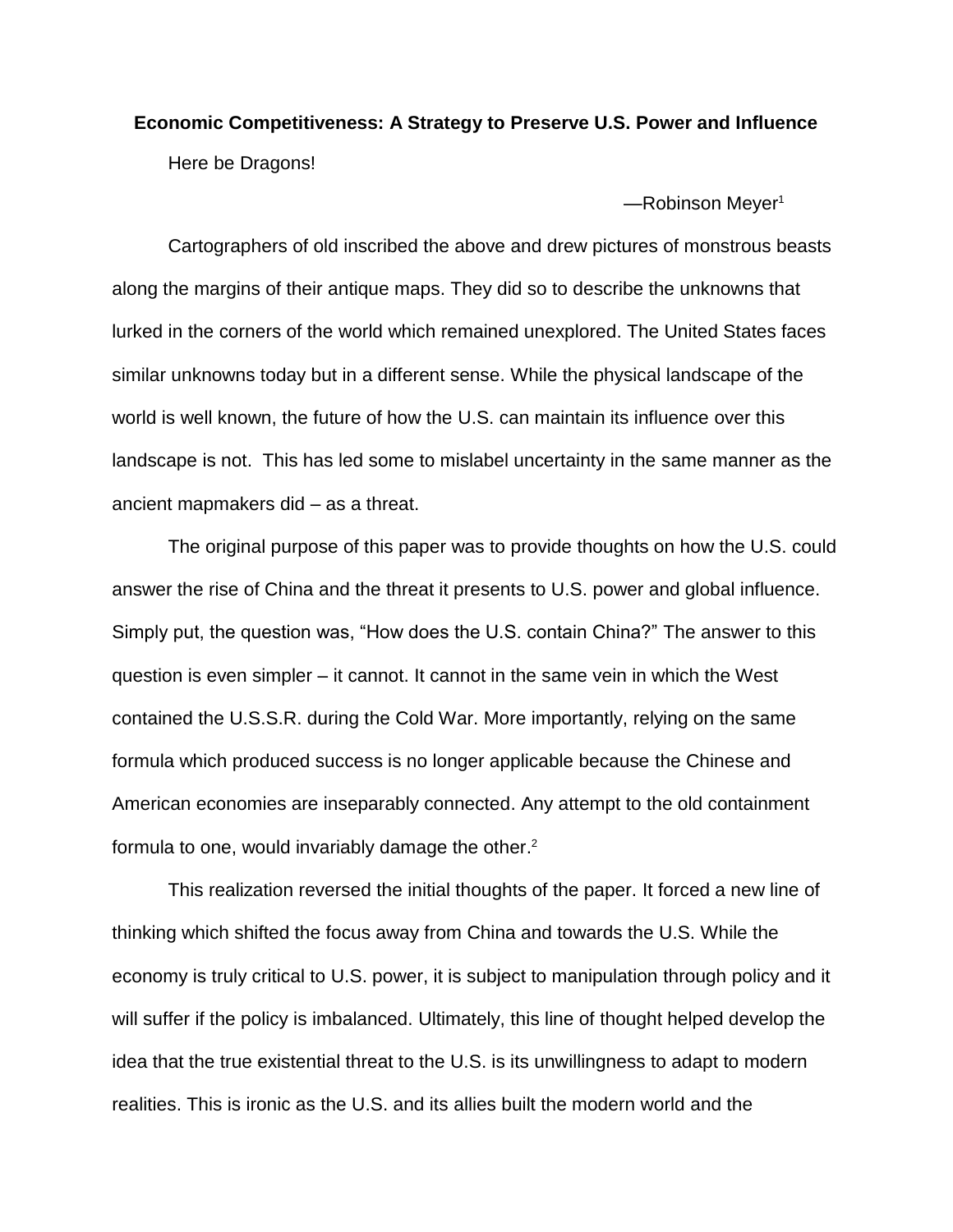**Economic Competitiveness: A Strategy to Preserve U.S. Power and Influence**

Here be Dragons!

—Robinson Meyer[1]

Cartographers of old inscribed the above and drew pictures of monstrous beasts along the margins of their antique maps. They did so to describe the unknowns that lurked in the corners of the world which remained unexplored. The United States faces similar unknowns today but in a different sense. While the physical landscape of the world is well known, the future of how the U.S. can maintain its influence over this landscape is not. This has led some to mislabel uncertainty in the same manner as the ancient mapmakers did – as a threat.

The original purpose of this paper was to provide thoughts on how the U.S. could answer the rise of China and the threat it presents to U.S. power and global influence. Simply put, the question was, "How does the U.S. contain China?" The answer to this question is even simpler – it cannot. It cannot in the same vein in which the West contained the U.S.S.R. during the Cold War. More importantly, relying on the same formula which produced success is no longer applicable because the Chinese and American economies are inseparably connected. Any attempt to the old containment formula to one, would invariably damage the other.[2]

This realization reversed the initial thoughts of the paper. It forced a new line of thinking which shifted the focus away from China and towards the U.S. While the economy is truly critical to U.S. power, it is subject to manipulation through policy and it will suffer if the policy is imbalanced. Ultimately, this line of thought helped develop the idea that the true existential threat to the U.S. is its unwillingness to adapt to modern realities. This is ironic as the U.S. and its allies built the modern world and the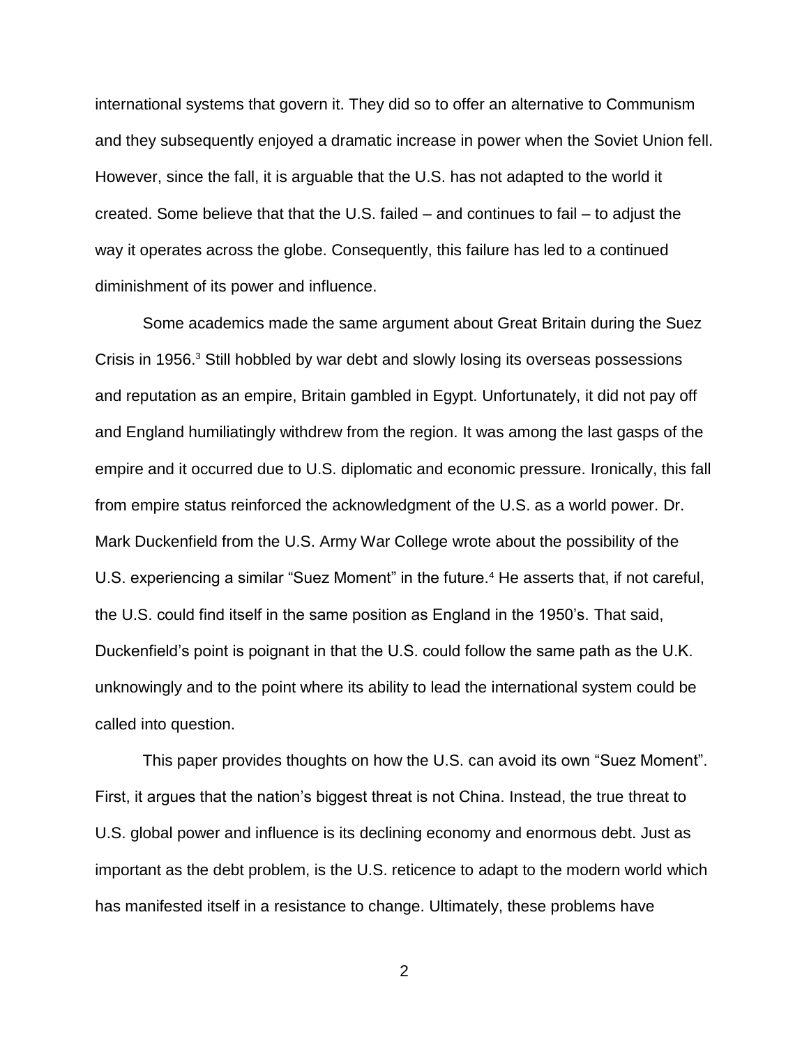international systems that govern it. They did so to offer an alternative to Communism and they subsequently enjoyed a dramatic increase in power when the Soviet Union fell. However, since the fall, it is arguable that the U.S. has not adapted to the world it created. Some believe that that the U.S. failed – and continues to fail – to adjust the way it operates across the globe. Consequently, this failure has led to a continued diminishment of its power and influence.

Some academics made the same argument about Great Britain during the Suez Crisis in 1956.[3] Still hobbled by war debt and slowly losing its overseas possessions and reputation as an empire, Britain gambled in Egypt. Unfortunately, it did not pay off and England humiliatingly withdrew from the region. It was among the last gasps of the empire and it occurred due to U.S. diplomatic and economic pressure. Ironically, this fall from empire status reinforced the acknowledgment of the U.S. as a world power. Dr. Mark Duckenfield from the U.S. Army War College wrote about the possibility of the U.S. experiencing a similar "Suez Moment" in the future.[4] He asserts that, if not careful, the U.S. could find itself in the same position as England in the 1950's. That said, Duckenfield's point is poignant in that the U.S. could follow the same path as the U.K. unknowingly and to the point where its ability to lead the international system could be called into question.

This paper provides thoughts on how the U.S. can avoid its own "Suez Moment". First, it argues that the nation's biggest threat is not China. Instead, the true threat to U.S. global power and influence is its declining economy and enormous debt. Just as important as the debt problem, is the U.S. reticence to adapt to the modern world which has manifested itself in a resistance to change. Ultimately, these problems have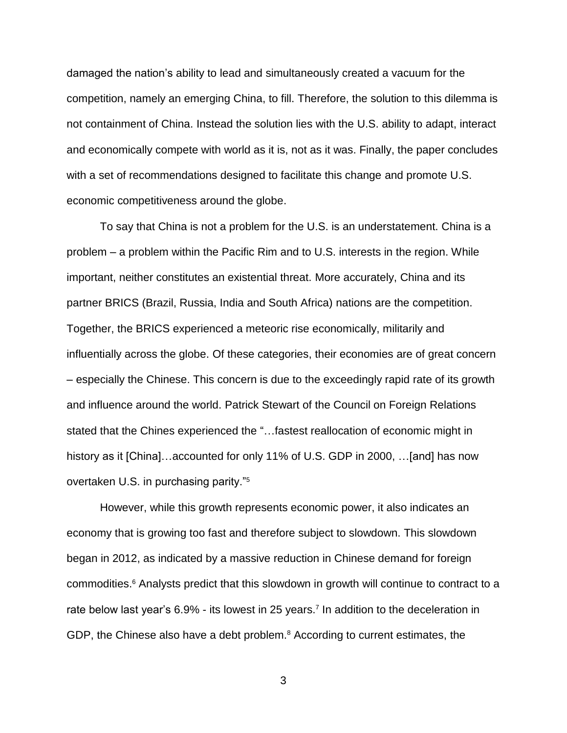damaged the nation's ability to lead and simultaneously created a vacuum for the competition, namely an emerging China, to fill. Therefore, the solution to this dilemma is not containment of China. Instead the solution lies with the U.S. ability to adapt, interact and economically compete with world as it is, not as it was. Finally, the paper concludes with a set of recommendations designed to facilitate this change and promote U.S. economic competitiveness around the globe.

To say that China is not a problem for the U.S. is an understatement. China is a problem – a problem within the Pacific Rim and to U.S. interests in the region. While important, neither constitutes an existential threat. More accurately, China and its partner BRICS (Brazil, Russia, India and South Africa) nations are the competition. Together, the BRICS experienced a meteoric rise economically, militarily and influentially across the globe. Of these categories, their economies are of great concern – especially the Chinese. This concern is due to the exceedingly rapid rate of its growth and influence around the world. Patrick Stewart of the Council on Foreign Relations stated that the Chines experienced the "…fastest reallocation of economic might in history as it [China]…accounted for only 11% of U.S. GDP in 2000, …[and] has now overtaken U.S. in purchasing parity."[5]

However, while this growth represents economic power, it also indicates an economy that is growing too fast and therefore subject to slowdown. This slowdown began in 2012, as indicated by a massive reduction in Chinese demand for foreign commodities.[6] Analysts predict that this slowdown in growth will continue to contract to a rate below last year's 6.9% - its lowest in 25 years.[7] In addition to the deceleration in GDP, the Chinese also have a debt problem.[8] According to current estimates, the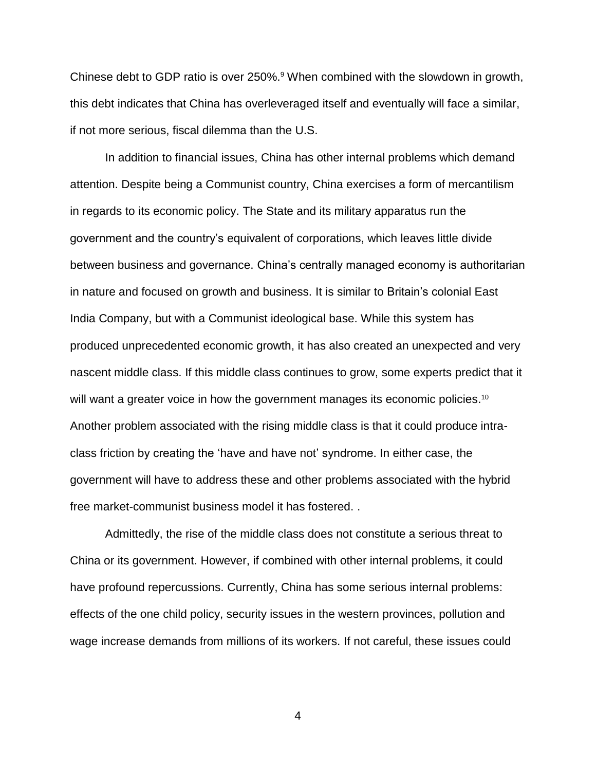Chinese debt to GDP ratio is over 250%.[9] When combined with the slowdown in growth, this debt indicates that China has overleveraged itself and eventually will face a similar, if not more serious, fiscal dilemma than the U.S.

In addition to financial issues, China has other internal problems which demand attention. Despite being a Communist country, China exercises a form of mercantilism in regards to its economic policy. The State and its military apparatus run the government and the country's equivalent of corporations, which leaves little divide between business and governance. China's centrally managed economy is authoritarian in nature and focused on growth and business. It is similar to Britain's colonial East India Company, but with a Communist ideological base. While this system has produced unprecedented economic growth, it has also created an unexpected and very nascent middle class. If this middle class continues to grow, some experts predict that it will want a greater voice in how the government manages its economic policies.[10] Another problem associated with the rising middle class is that it could produce intra-class friction by creating the 'have and have not' syndrome. In either case, the government will have to address these and other problems associated with the hybrid free market-communist business model it has fostered. .

Admittedly, the rise of the middle class does not constitute a serious threat to China or its government. However, if combined with other internal problems, it could have profound repercussions. Currently, China has some serious internal problems: effects of the one child policy, security issues in the western provinces, pollution and wage increase demands from millions of its workers. If not careful, these issues could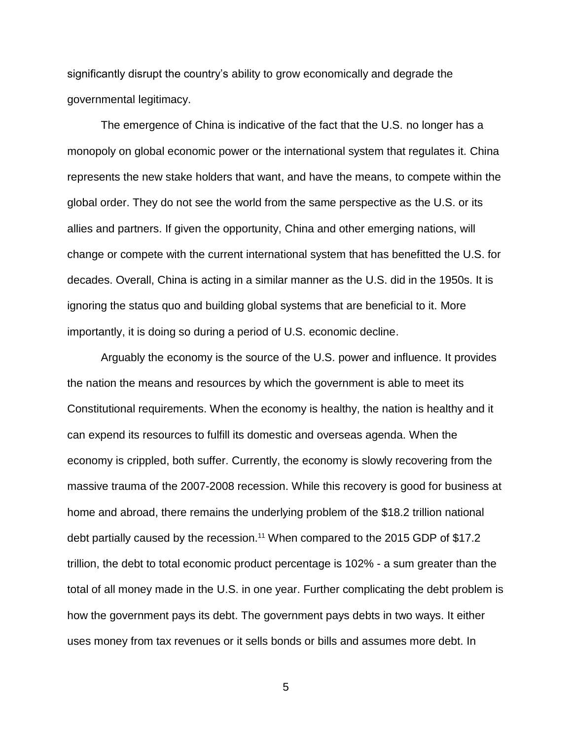significantly disrupt the country's ability to grow economically and degrade the governmental legitimacy.

The emergence of China is indicative of the fact that the U.S. no longer has a monopoly on global economic power or the international system that regulates it. China represents the new stake holders that want, and have the means, to compete within the global order. They do not see the world from the same perspective as the U.S. or its allies and partners. If given the opportunity, China and other emerging nations, will change or compete with the current international system that has benefitted the U.S. for decades. Overall, China is acting in a similar manner as the U.S. did in the 1950s. It is ignoring the status quo and building global systems that are beneficial to it. More importantly, it is doing so during a period of U.S. economic decline.

Arguably the economy is the source of the U.S. power and influence. It provides the nation the means and resources by which the government is able to meet its Constitutional requirements. When the economy is healthy, the nation is healthy and it can expend its resources to fulfill its domestic and overseas agenda. When the economy is crippled, both suffer. Currently, the economy is slowly recovering from the massive trauma of the 2007-2008 recession. While this recovery is good for business at home and abroad, there remains the underlying problem of the $18.2 trillion national debt partially caused by the recession.[11] When compared to the 2015 GDP of $17.2 trillion, the debt to total economic product percentage is 102% - a sum greater than the total of all money made in the U.S. in one year. Further complicating the debt problem is how the government pays its debt. The government pays debts in two ways. It either uses money from tax revenues or it sells bonds or bills and assumes more debt. In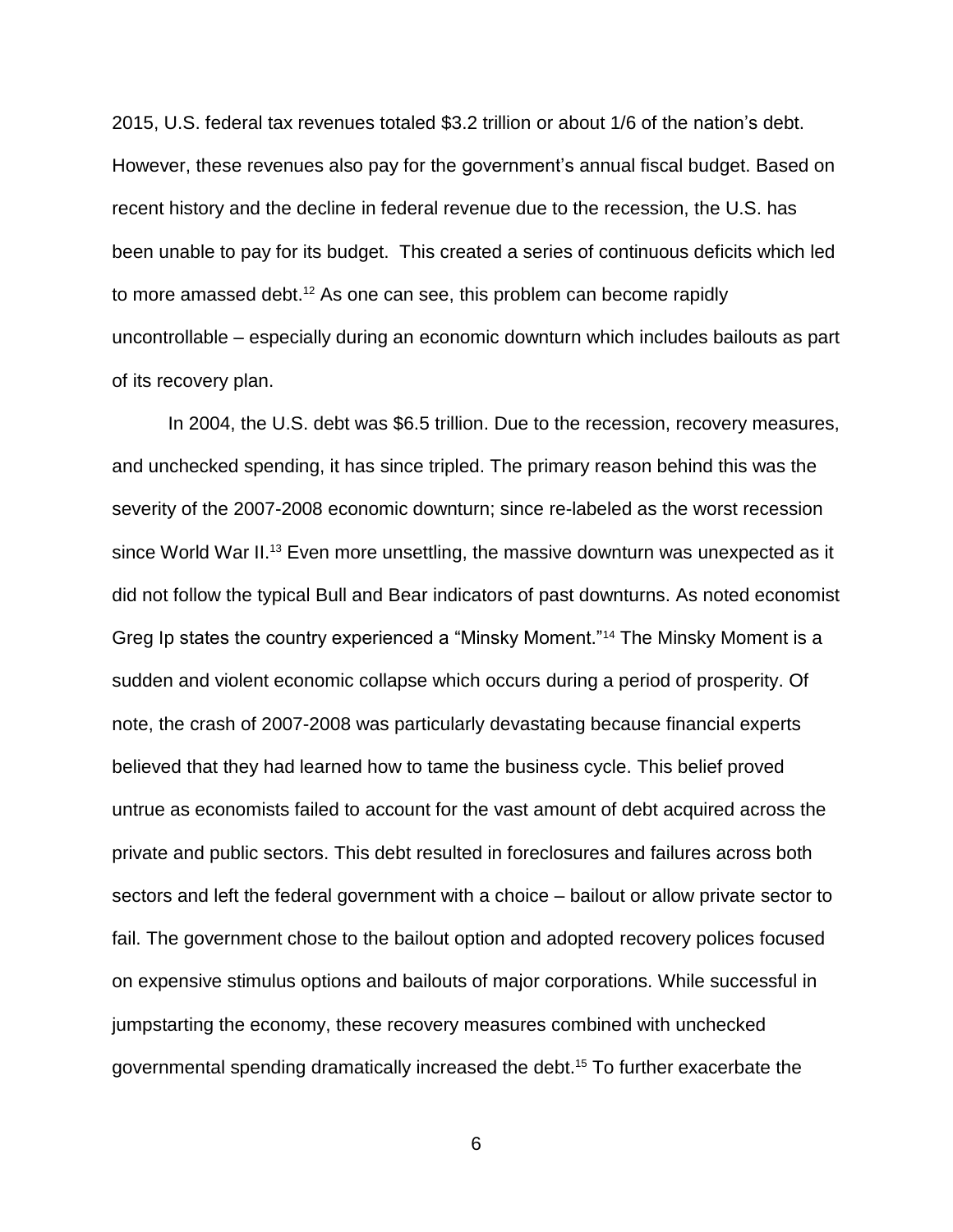2015, U.S. federal tax revenues totaled $3.2 trillion or about 1/6 of the nation's debt. However, these revenues also pay for the government's annual fiscal budget. Based on recent history and the decline in federal revenue due to the recession, the U.S. has been unable to pay for its budget. This created a series of continuous deficits which led to more amassed debt.[12] As one can see, this problem can become rapidly uncontrollable – especially during an economic downturn which includes bailouts as part of its recovery plan.

In 2004, the U.S. debt was $6.5 trillion. Due to the recession, recovery measures, and unchecked spending, it has since tripled. The primary reason behind this was the severity of the 2007-2008 economic downturn; since re-labeled as the worst recession since World War II.[13] Even more unsettling, the massive downturn was unexpected as it did not follow the typical Bull and Bear indicators of past downturns. As noted economist Greg Ip states the country experienced a "Minsky Moment."[14] The Minsky Moment is a sudden and violent economic collapse which occurs during a period of prosperity. Of note, the crash of 2007-2008 was particularly devastating because financial experts believed that they had learned how to tame the business cycle. This belief proved untrue as economists failed to account for the vast amount of debt acquired across the private and public sectors. This debt resulted in foreclosures and failures across both sectors and left the federal government with a choice – bailout or allow private sector to fail. The government chose to the bailout option and adopted recovery polices focused on expensive stimulus options and bailouts of major corporations. While successful in jumpstarting the economy, these recovery measures combined with unchecked governmental spending dramatically increased the debt.[15] To further exacerbate the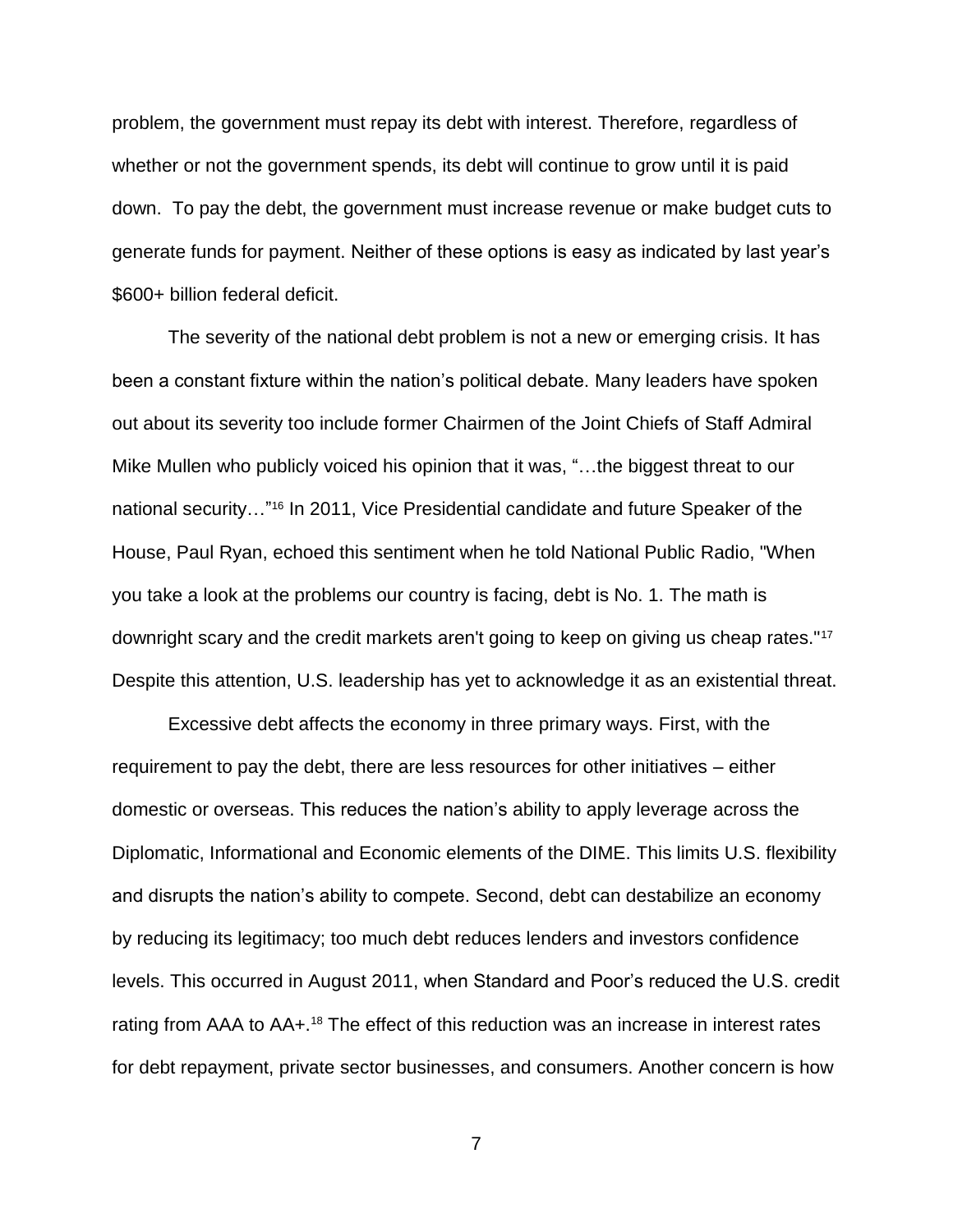problem, the government must repay its debt with interest. Therefore, regardless of whether or not the government spends, its debt will continue to grow until it is paid down. To pay the debt, the government must increase revenue or make budget cuts to generate funds for payment. Neither of these options is easy as indicated by last year's $600+ billion federal deficit.

The severity of the national debt problem is not a new or emerging crisis. It has been a constant fixture within the nation's political debate. Many leaders have spoken out about its severity too include former Chairmen of the Joint Chiefs of Staff Admiral Mike Mullen who publicly voiced his opinion that it was, "…the biggest threat to our national security…"[16] In 2011, Vice Presidential candidate and future Speaker of the House, Paul Ryan, echoed this sentiment when he told National Public Radio, "When you take a look at the problems our country is facing, debt is No. 1. The math is downright scary and the credit markets aren't going to keep on giving us cheap rates."[17] Despite this attention, U.S. leadership has yet to acknowledge it as an existential threat.

Excessive debt affects the economy in three primary ways. First, with the requirement to pay the debt, there are less resources for other initiatives – either domestic or overseas. This reduces the nation's ability to apply leverage across the Diplomatic, Informational and Economic elements of the DIME. This limits U.S. flexibility and disrupts the nation's ability to compete. Second, debt can destabilize an economy by reducing its legitimacy; too much debt reduces lenders and investors confidence levels. This occurred in August 2011, when Standard and Poor's reduced the U.S. credit rating from AAA to AA+.[18] The effect of this reduction was an increase in interest rates for debt repayment, private sector businesses, and consumers. Another concern is how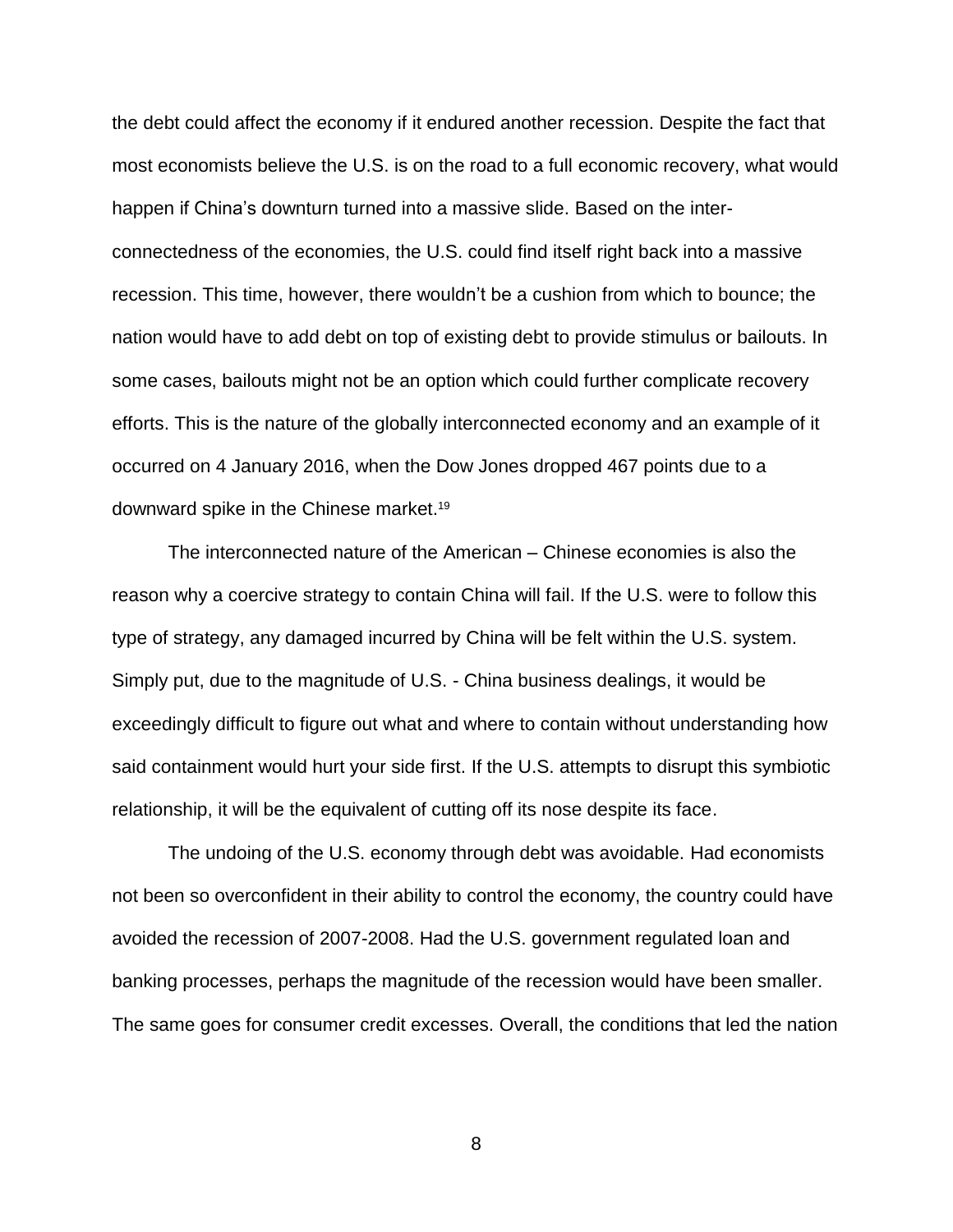the debt could affect the economy if it endured another recession. Despite the fact that most economists believe the U.S. is on the road to a full economic recovery, what would happen if China's downturn turned into a massive slide. Based on the inter-connectedness of the economies, the U.S. could find itself right back into a massive recession. This time, however, there wouldn't be a cushion from which to bounce; the nation would have to add debt on top of existing debt to provide stimulus or bailouts. In some cases, bailouts might not be an option which could further complicate recovery efforts. This is the nature of the globally interconnected economy and an example of it occurred on 4 January 2016, when the Dow Jones dropped 467 points due to a downward spike in the Chinese market.[19]

The interconnected nature of the American – Chinese economies is also the reason why a coercive strategy to contain China will fail. If the U.S. were to follow this type of strategy, any damaged incurred by China will be felt within the U.S. system. Simply put, due to the magnitude of U.S. - China business dealings, it would be exceedingly difficult to figure out what and where to contain without understanding how said containment would hurt your side first. If the U.S. attempts to disrupt this symbiotic relationship, it will be the equivalent of cutting off its nose despite its face.

The undoing of the U.S. economy through debt was avoidable. Had economists not been so overconfident in their ability to control the economy, the country could have avoided the recession of 2007-2008. Had the U.S. government regulated loan and banking processes, perhaps the magnitude of the recession would have been smaller. The same goes for consumer credit excesses. Overall, the conditions that led the nation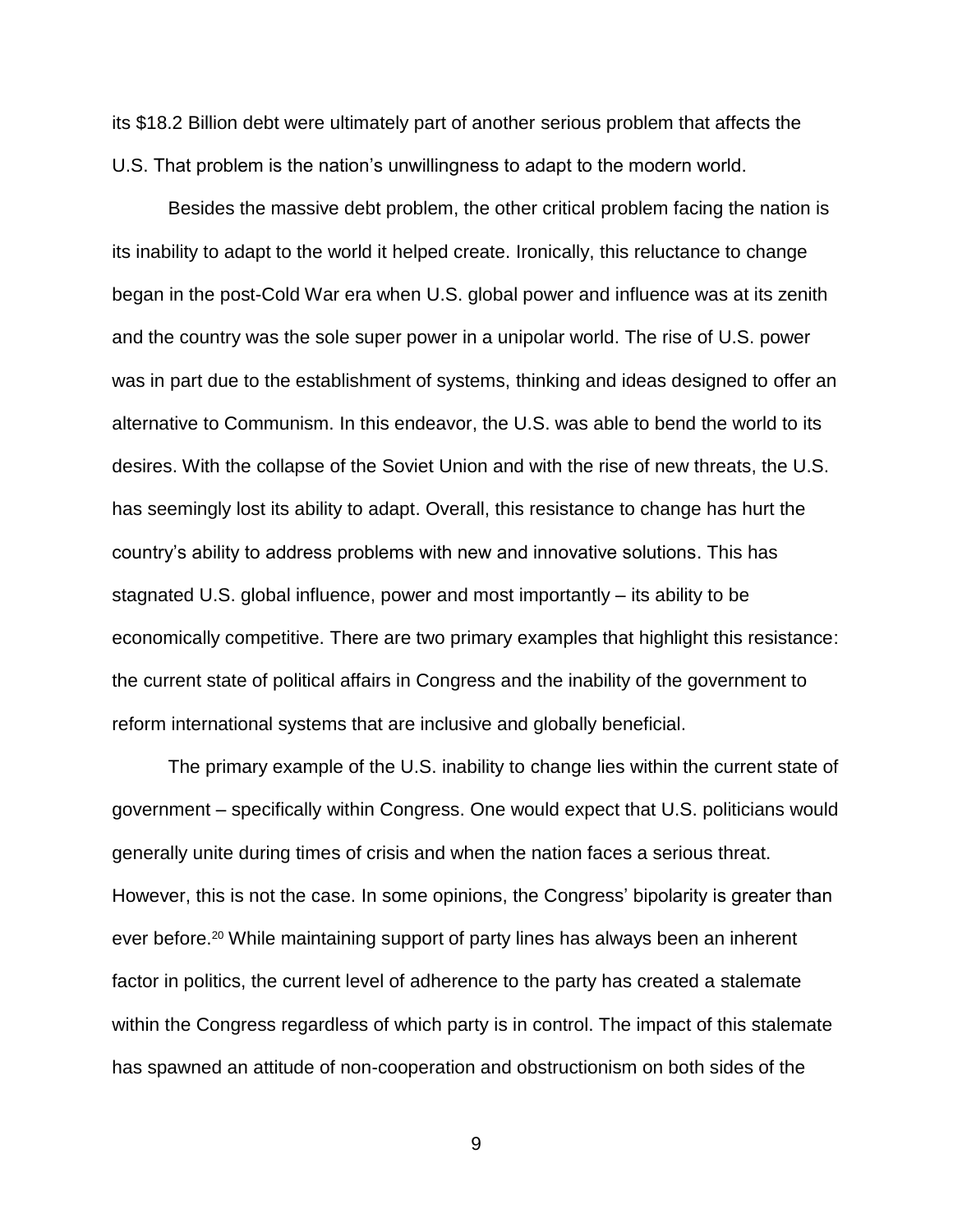its $18.2 Billion debt were ultimately part of another serious problem that affects the U.S. That problem is the nation's unwillingness to adapt to the modern world.

Besides the massive debt problem, the other critical problem facing the nation is its inability to adapt to the world it helped create. Ironically, this reluctance to change began in the post-Cold War era when U.S. global power and influence was at its zenith and the country was the sole super power in a unipolar world. The rise of U.S. power was in part due to the establishment of systems, thinking and ideas designed to offer an alternative to Communism. In this endeavor, the U.S. was able to bend the world to its desires. With the collapse of the Soviet Union and with the rise of new threats, the U.S. has seemingly lost its ability to adapt. Overall, this resistance to change has hurt the country's ability to address problems with new and innovative solutions. This has stagnated U.S. global influence, power and most importantly – its ability to be economically competitive. There are two primary examples that highlight this resistance: the current state of political affairs in Congress and the inability of the government to reform international systems that are inclusive and globally beneficial.

The primary example of the U.S. inability to change lies within the current state of government – specifically within Congress. One would expect that U.S. politicians would generally unite during times of crisis and when the nation faces a serious threat. However, this is not the case. In some opinions, the Congress' bipolarity is greater than ever before.[20] While maintaining support of party lines has always been an inherent factor in politics, the current level of adherence to the party has created a stalemate within the Congress regardless of which party is in control. The impact of this stalemate has spawned an attitude of non-cooperation and obstructionism on both sides of the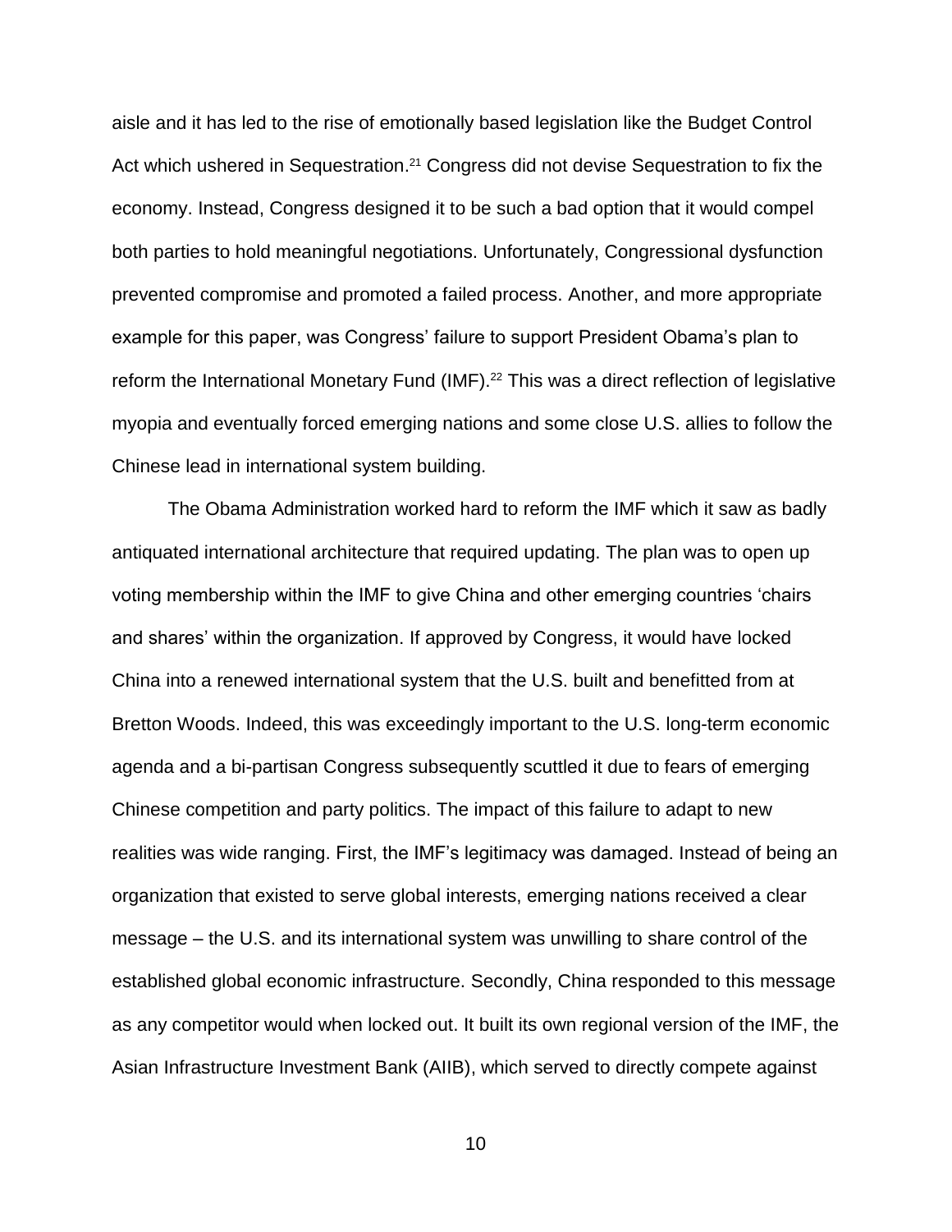aisle and it has led to the rise of emotionally based legislation like the Budget Control Act which ushered in Sequestration.[21] Congress did not devise Sequestration to fix the economy. Instead, Congress designed it to be such a bad option that it would compel both parties to hold meaningful negotiations. Unfortunately, Congressional dysfunction prevented compromise and promoted a failed process. Another, and more appropriate example for this paper, was Congress' failure to support President Obama's plan to reform the International Monetary Fund (IMF).[22] This was a direct reflection of legislative myopia and eventually forced emerging nations and some close U.S. allies to follow the Chinese lead in international system building.

The Obama Administration worked hard to reform the IMF which it saw as badly antiquated international architecture that required updating. The plan was to open up voting membership within the IMF to give China and other emerging countries 'chairs and shares' within the organization. If approved by Congress, it would have locked China into a renewed international system that the U.S. built and benefitted from at Bretton Woods. Indeed, this was exceedingly important to the U.S. long-term economic agenda and a bi-partisan Congress subsequently scuttled it due to fears of emerging Chinese competition and party politics. The impact of this failure to adapt to new realities was wide ranging. First, the IMF's legitimacy was damaged. Instead of being an organization that existed to serve global interests, emerging nations received a clear message – the U.S. and its international system was unwilling to share control of the established global economic infrastructure. Secondly, China responded to this message as any competitor would when locked out. It built its own regional version of the IMF, the Asian Infrastructure Investment Bank (AIIB), which served to directly compete against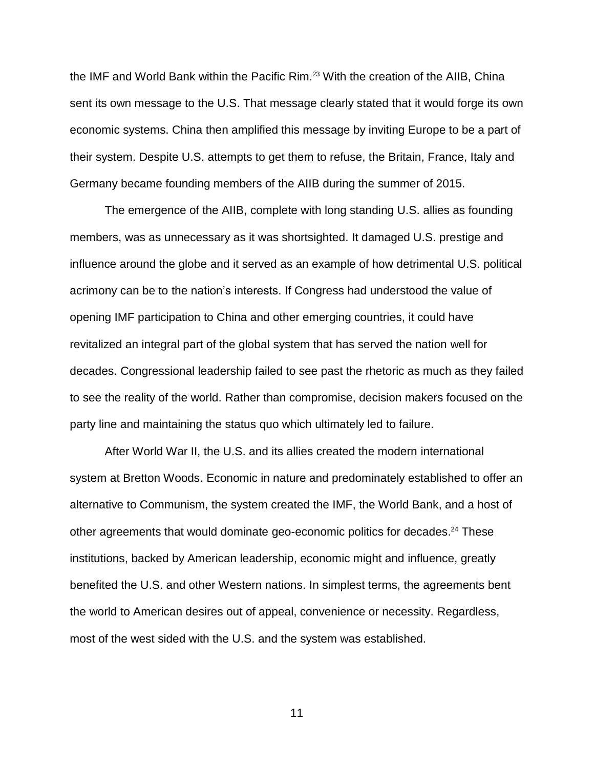the IMF and World Bank within the Pacific Rim.[23] With the creation of the AIIB, China sent its own message to the U.S. That message clearly stated that it would forge its own economic systems. China then amplified this message by inviting Europe to be a part of their system. Despite U.S. attempts to get them to refuse, the Britain, France, Italy and Germany became founding members of the AIIB during the summer of 2015.

The emergence of the AIIB, complete with long standing U.S. allies as founding members, was as unnecessary as it was shortsighted. It damaged U.S. prestige and influence around the globe and it served as an example of how detrimental U.S. political acrimony can be to the nation's interests. If Congress had understood the value of opening IMF participation to China and other emerging countries, it could have revitalized an integral part of the global system that has served the nation well for decades. Congressional leadership failed to see past the rhetoric as much as they failed to see the reality of the world. Rather than compromise, decision makers focused on the party line and maintaining the status quo which ultimately led to failure.

After World War II, the U.S. and its allies created the modern international system at Bretton Woods. Economic in nature and predominately established to offer an alternative to Communism, the system created the IMF, the World Bank, and a host of other agreements that would dominate geo-economic politics for decades.[24] These institutions, backed by American leadership, economic might and influence, greatly benefited the U.S. and other Western nations. In simplest terms, the agreements bent the world to American desires out of appeal, convenience or necessity. Regardless, most of the west sided with the U.S. and the system was established.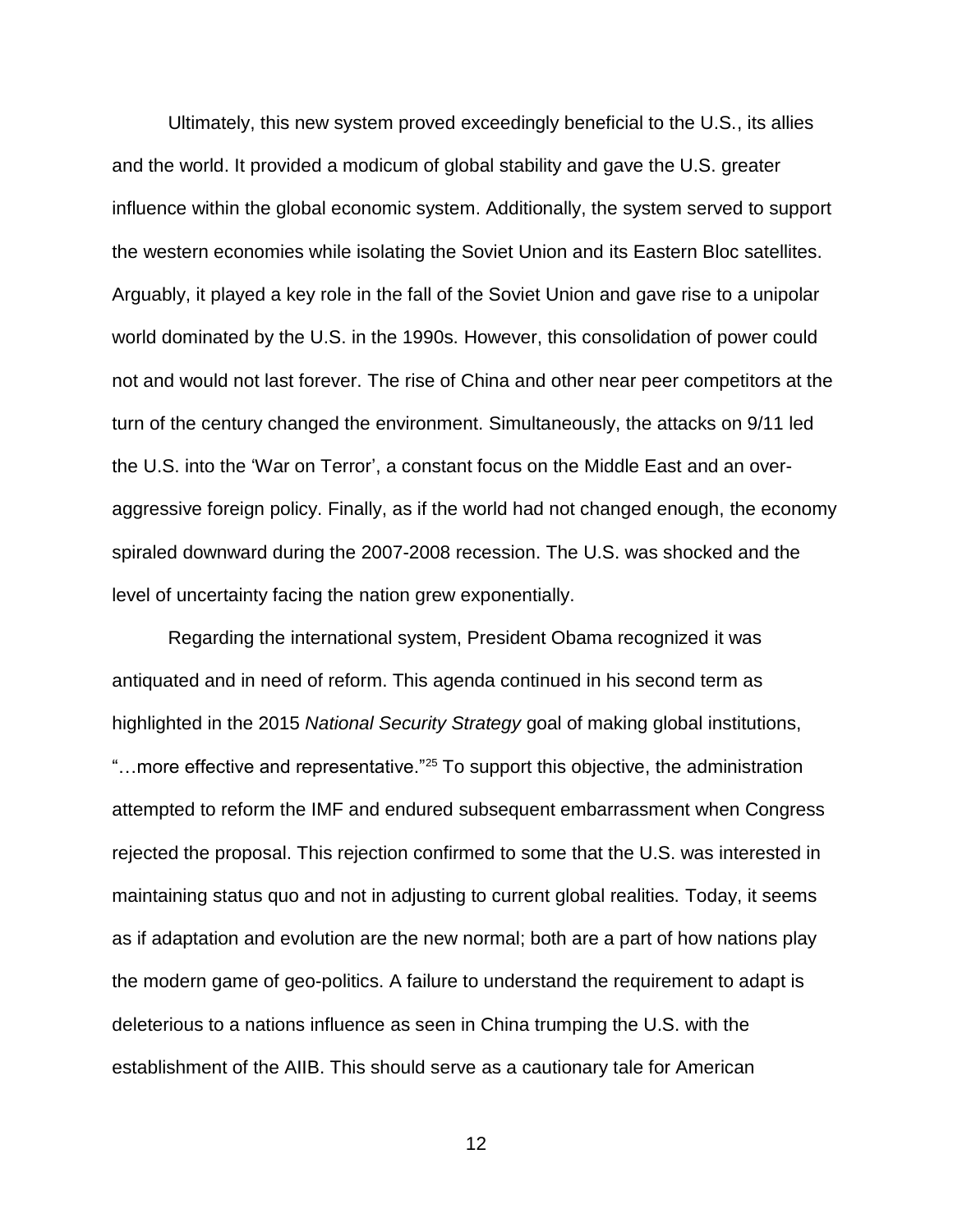Ultimately, this new system proved exceedingly beneficial to the U.S., its allies and the world. It provided a modicum of global stability and gave the U.S. greater influence within the global economic system. Additionally, the system served to support the western economies while isolating the Soviet Union and its Eastern Bloc satellites. Arguably, it played a key role in the fall of the Soviet Union and gave rise to a unipolar world dominated by the U.S. in the 1990s. However, this consolidation of power could not and would not last forever. The rise of China and other near peer competitors at the turn of the century changed the environment. Simultaneously, the attacks on 9/11 led the U.S. into the 'War on Terror', a constant focus on the Middle East and an over-aggressive foreign policy. Finally, as if the world had not changed enough, the economy spiraled downward during the 2007-2008 recession. The U.S. was shocked and the level of uncertainty facing the nation grew exponentially.

Regarding the international system, President Obama recognized it was antiquated and in need of reform. This agenda continued in his second term as highlighted in the 2015 *National Security Strategy* goal of making global institutions, "…more effective and representative."[25] To support this objective, the administration attempted to reform the IMF and endured subsequent embarrassment when Congress rejected the proposal. This rejection confirmed to some that the U.S. was interested in maintaining status quo and not in adjusting to current global realities. Today, it seems as if adaptation and evolution are the new normal; both are a part of how nations play the modern game of geo-politics. A failure to understand the requirement to adapt is deleterious to a nations influence as seen in China trumping the U.S. with the establishment of the AIIB. This should serve as a cautionary tale for American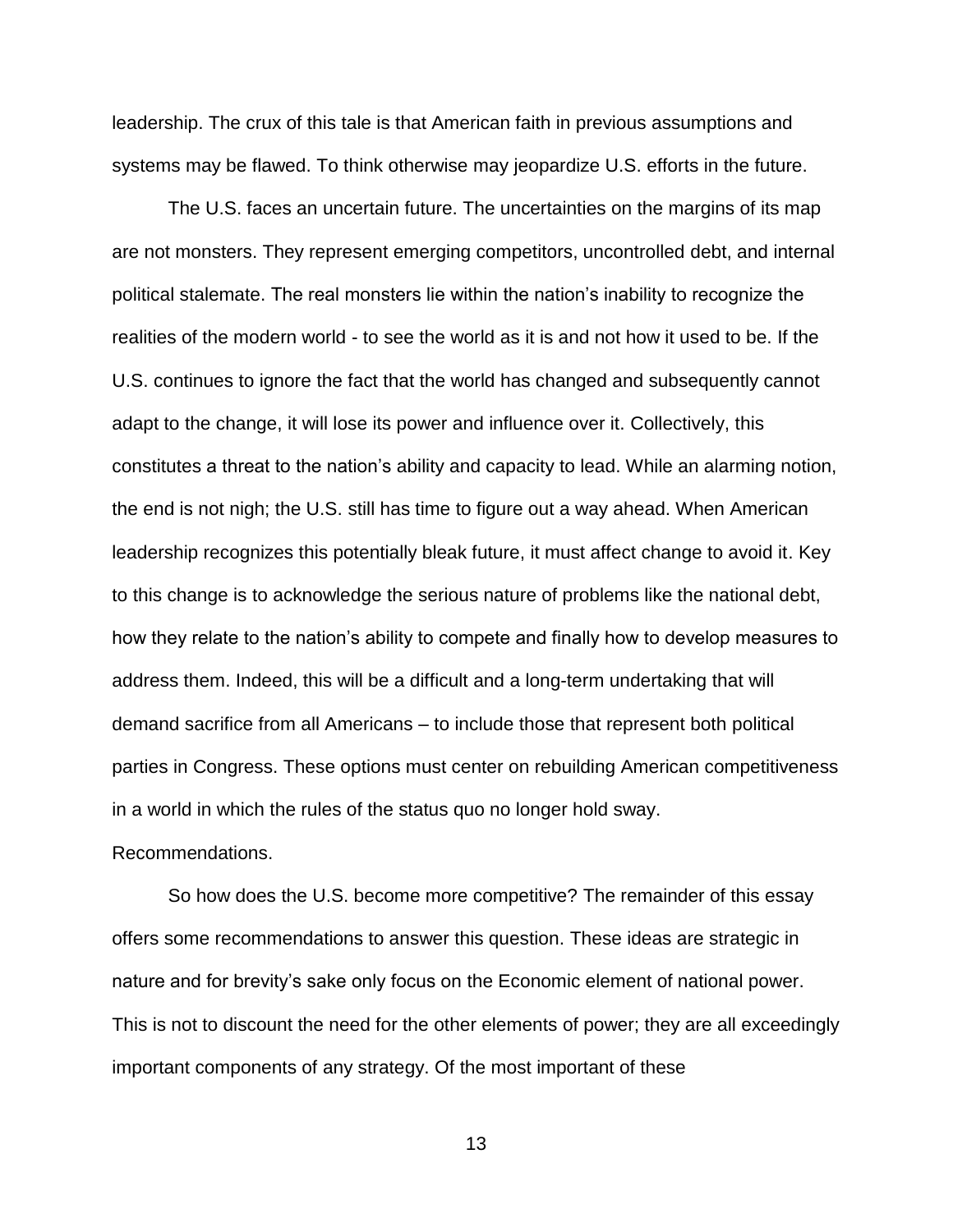leadership. The crux of this tale is that American faith in previous assumptions and systems may be flawed. To think otherwise may jeopardize U.S. efforts in the future.

The U.S. faces an uncertain future. The uncertainties on the margins of its map are not monsters. They represent emerging competitors, uncontrolled debt, and internal political stalemate. The real monsters lie within the nation's inability to recognize the realities of the modern world - to see the world as it is and not how it used to be. If the U.S. continues to ignore the fact that the world has changed and subsequently cannot adapt to the change, it will lose its power and influence over it. Collectively, this constitutes a threat to the nation's ability and capacity to lead. While an alarming notion, the end is not nigh; the U.S. still has time to figure out a way ahead. When American leadership recognizes this potentially bleak future, it must affect change to avoid it. Key to this change is to acknowledge the serious nature of problems like the national debt, how they relate to the nation's ability to compete and finally how to develop measures to address them. Indeed, this will be a difficult and a long-term undertaking that will demand sacrifice from all Americans – to include those that represent both political parties in Congress. These options must center on rebuilding American competitiveness in a world in which the rules of the status quo no longer hold sway.

Recommendations.

So how does the U.S. become more competitive? The remainder of this essay offers some recommendations to answer this question. These ideas are strategic in nature and for brevity's sake only focus on the Economic element of national power. This is not to discount the need for the other elements of power; they are all exceedingly important components of any strategy. Of the most important of these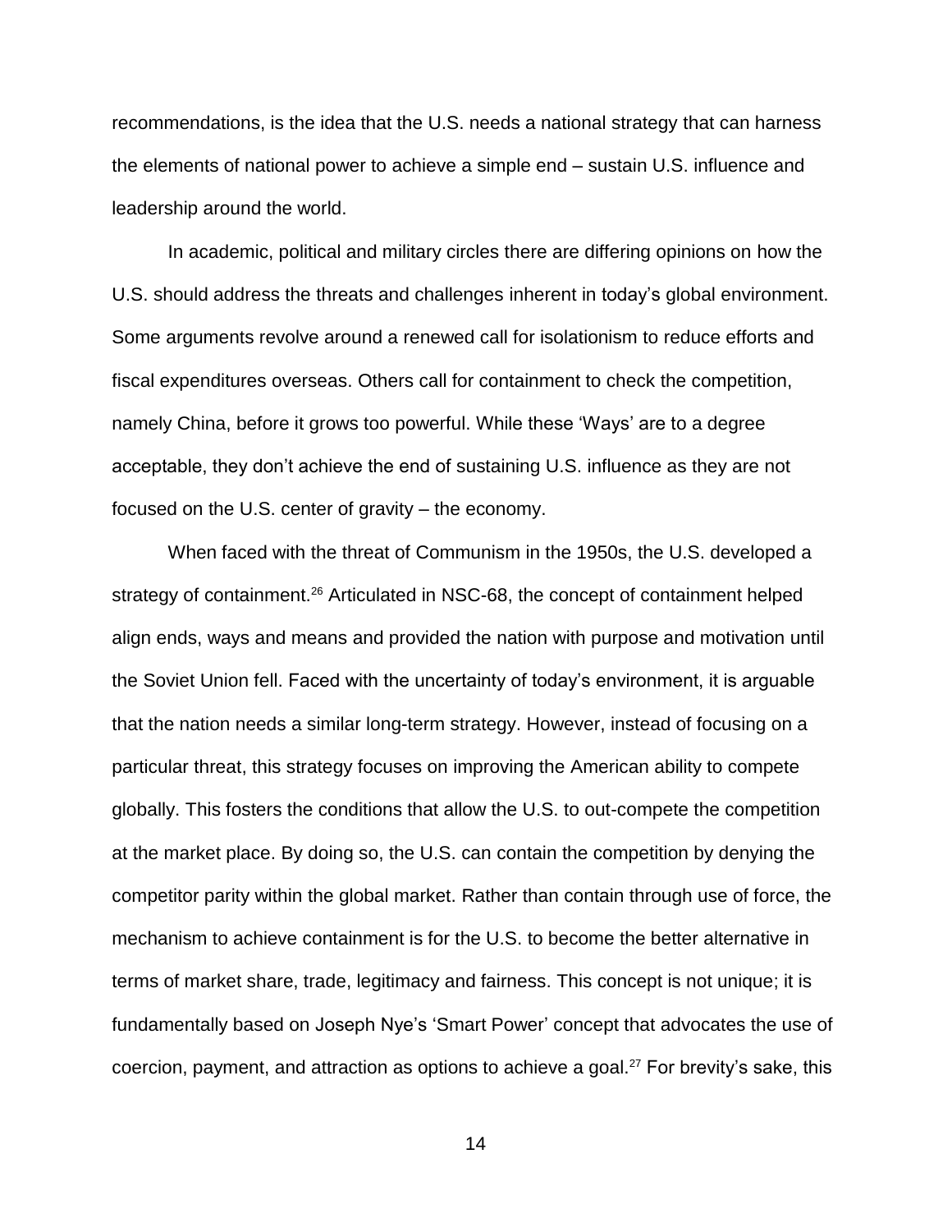recommendations, is the idea that the U.S. needs a national strategy that can harness the elements of national power to achieve a simple end – sustain U.S. influence and leadership around the world.

In academic, political and military circles there are differing opinions on how the U.S. should address the threats and challenges inherent in today's global environment. Some arguments revolve around a renewed call for isolationism to reduce efforts and fiscal expenditures overseas. Others call for containment to check the competition, namely China, before it grows too powerful. While these 'Ways' are to a degree acceptable, they don't achieve the end of sustaining U.S. influence as they are not focused on the U.S. center of gravity – the economy.

When faced with the threat of Communism in the 1950s, the U.S. developed a strategy of containment.[26] Articulated in NSC-68, the concept of containment helped align ends, ways and means and provided the nation with purpose and motivation until the Soviet Union fell. Faced with the uncertainty of today's environment, it is arguable that the nation needs a similar long-term strategy. However, instead of focusing on a particular threat, this strategy focuses on improving the American ability to compete globally. This fosters the conditions that allow the U.S. to out-compete the competition at the market place. By doing so, the U.S. can contain the competition by denying the competitor parity within the global market. Rather than contain through use of force, the mechanism to achieve containment is for the U.S. to become the better alternative in terms of market share, trade, legitimacy and fairness. This concept is not unique; it is fundamentally based on Joseph Nye's 'Smart Power' concept that advocates the use of coercion, payment, and attraction as options to achieve a goal.[27] For brevity's sake, this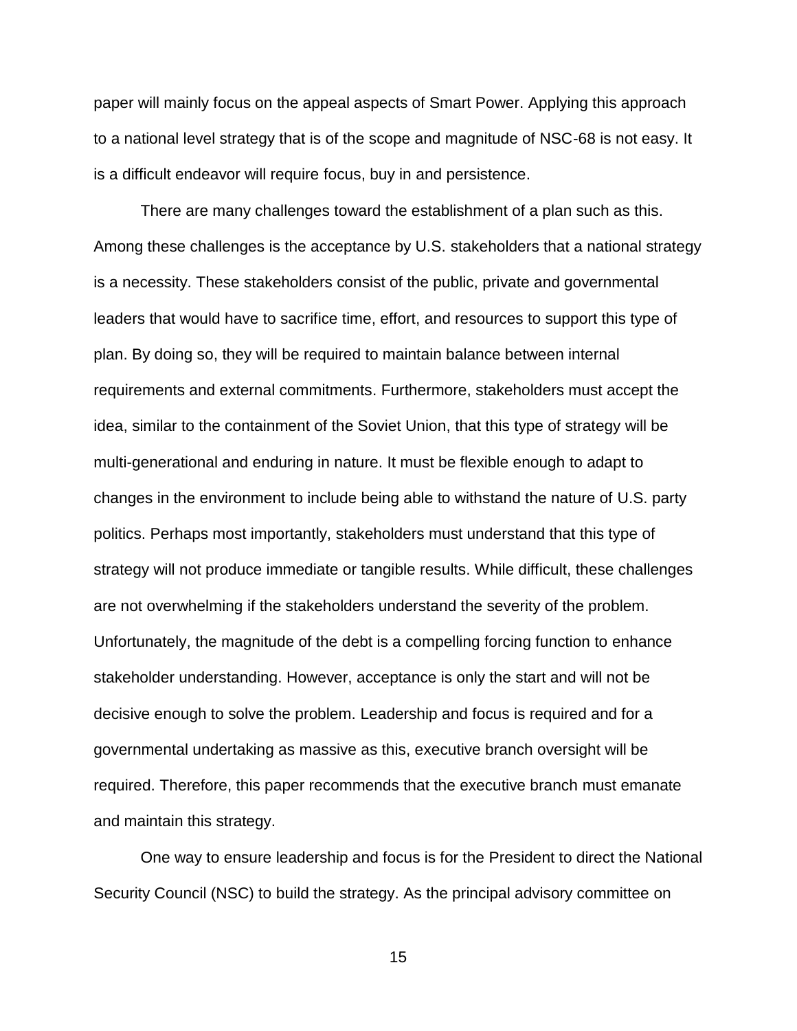paper will mainly focus on the appeal aspects of Smart Power. Applying this approach to a national level strategy that is of the scope and magnitude of NSC-68 is not easy. It is a difficult endeavor will require focus, buy in and persistence.

There are many challenges toward the establishment of a plan such as this. Among these challenges is the acceptance by U.S. stakeholders that a national strategy is a necessity. These stakeholders consist of the public, private and governmental leaders that would have to sacrifice time, effort, and resources to support this type of plan. By doing so, they will be required to maintain balance between internal requirements and external commitments. Furthermore, stakeholders must accept the idea, similar to the containment of the Soviet Union, that this type of strategy will be multi-generational and enduring in nature. It must be flexible enough to adapt to changes in the environment to include being able to withstand the nature of U.S. party politics. Perhaps most importantly, stakeholders must understand that this type of strategy will not produce immediate or tangible results. While difficult, these challenges are not overwhelming if the stakeholders understand the severity of the problem. Unfortunately, the magnitude of the debt is a compelling forcing function to enhance stakeholder understanding. However, acceptance is only the start and will not be decisive enough to solve the problem. Leadership and focus is required and for a governmental undertaking as massive as this, executive branch oversight will be required. Therefore, this paper recommends that the executive branch must emanate and maintain this strategy.

One way to ensure leadership and focus is for the President to direct the National Security Council (NSC) to build the strategy. As the principal advisory committee on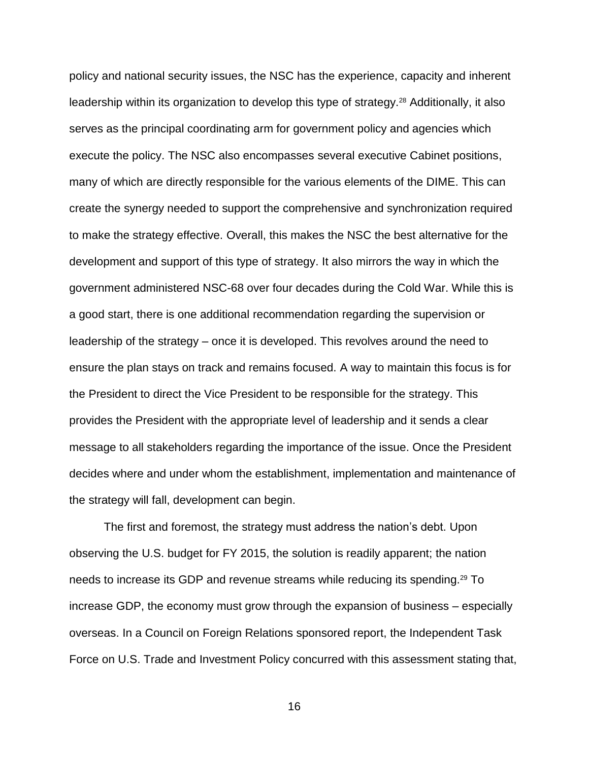policy and national security issues, the NSC has the experience, capacity and inherent leadership within its organization to develop this type of strategy.[28] Additionally, it also serves as the principal coordinating arm for government policy and agencies which execute the policy. The NSC also encompasses several executive Cabinet positions, many of which are directly responsible for the various elements of the DIME. This can create the synergy needed to support the comprehensive and synchronization required to make the strategy effective. Overall, this makes the NSC the best alternative for the development and support of this type of strategy. It also mirrors the way in which the government administered NSC-68 over four decades during the Cold War. While this is a good start, there is one additional recommendation regarding the supervision or leadership of the strategy – once it is developed. This revolves around the need to ensure the plan stays on track and remains focused. A way to maintain this focus is for the President to direct the Vice President to be responsible for the strategy. This provides the President with the appropriate level of leadership and it sends a clear message to all stakeholders regarding the importance of the issue. Once the President decides where and under whom the establishment, implementation and maintenance of the strategy will fall, development can begin.

The first and foremost, the strategy must address the nation's debt. Upon observing the U.S. budget for FY 2015, the solution is readily apparent; the nation needs to increase its GDP and revenue streams while reducing its spending.[29] To increase GDP, the economy must grow through the expansion of business – especially overseas. In a Council on Foreign Relations sponsored report, the Independent Task Force on U.S. Trade and Investment Policy concurred with this assessment stating that,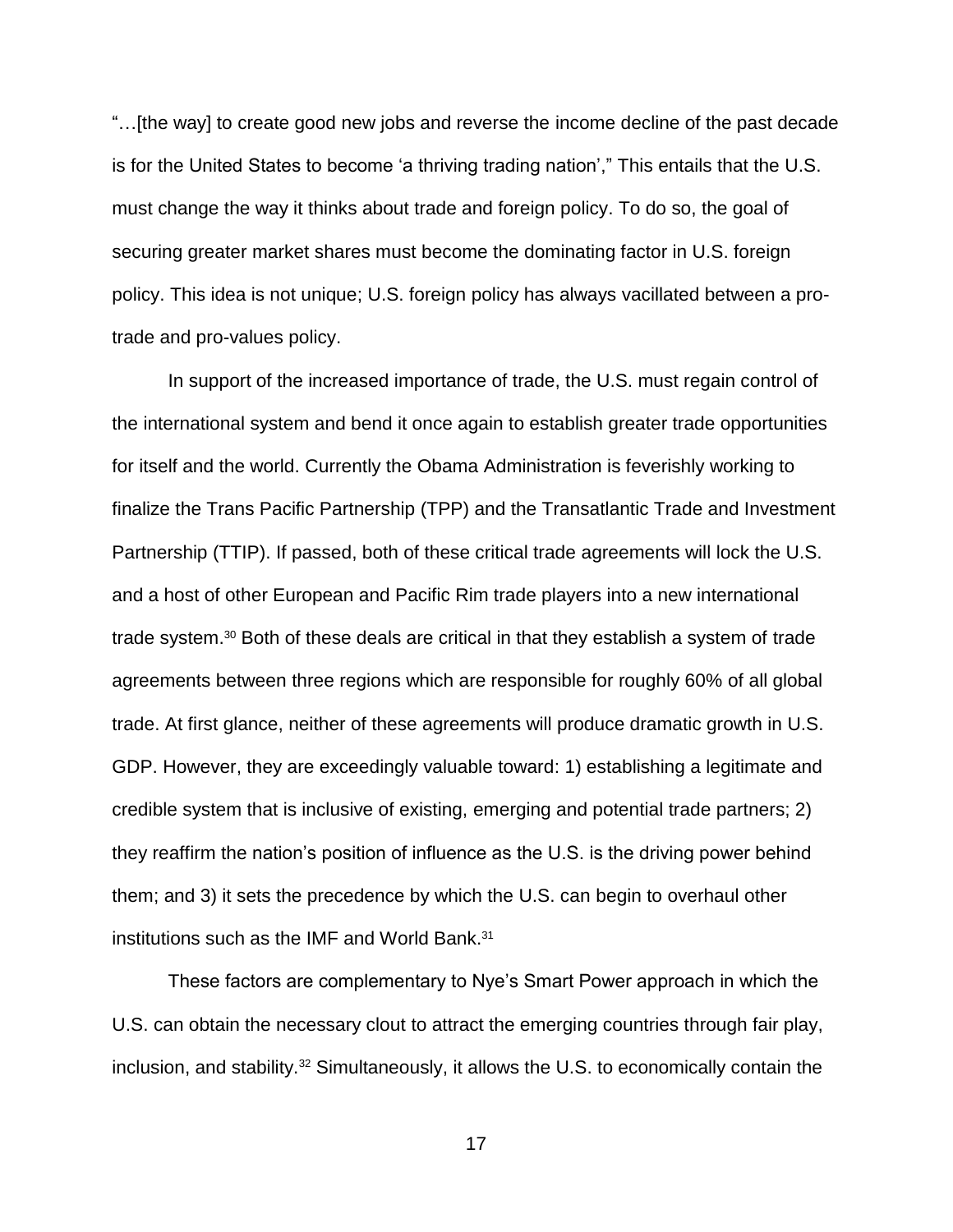"…[the way] to create good new jobs and reverse the income decline of the past decade is for the United States to become 'a thriving trading nation'," This entails that the U.S. must change the way it thinks about trade and foreign policy. To do so, the goal of securing greater market shares must become the dominating factor in U.S. foreign policy. This idea is not unique; U.S. foreign policy has always vacillated between a pro-trade and pro-values policy.

In support of the increased importance of trade, the U.S. must regain control of the international system and bend it once again to establish greater trade opportunities for itself and the world. Currently the Obama Administration is feverishly working to finalize the Trans Pacific Partnership (TPP) and the Transatlantic Trade and Investment Partnership (TTIP). If passed, both of these critical trade agreements will lock the U.S. and a host of other European and Pacific Rim trade players into a new international trade system.[30] Both of these deals are critical in that they establish a system of trade agreements between three regions which are responsible for roughly 60% of all global trade. At first glance, neither of these agreements will produce dramatic growth in U.S. GDP. However, they are exceedingly valuable toward: 1) establishing a legitimate and credible system that is inclusive of existing, emerging and potential trade partners; 2) they reaffirm the nation's position of influence as the U.S. is the driving power behind them; and 3) it sets the precedence by which the U.S. can begin to overhaul other institutions such as the IMF and World Bank.[31]

These factors are complementary to Nye's Smart Power approach in which the U.S. can obtain the necessary clout to attract the emerging countries through fair play, inclusion, and stability.[32] Simultaneously, it allows the U.S. to economically contain the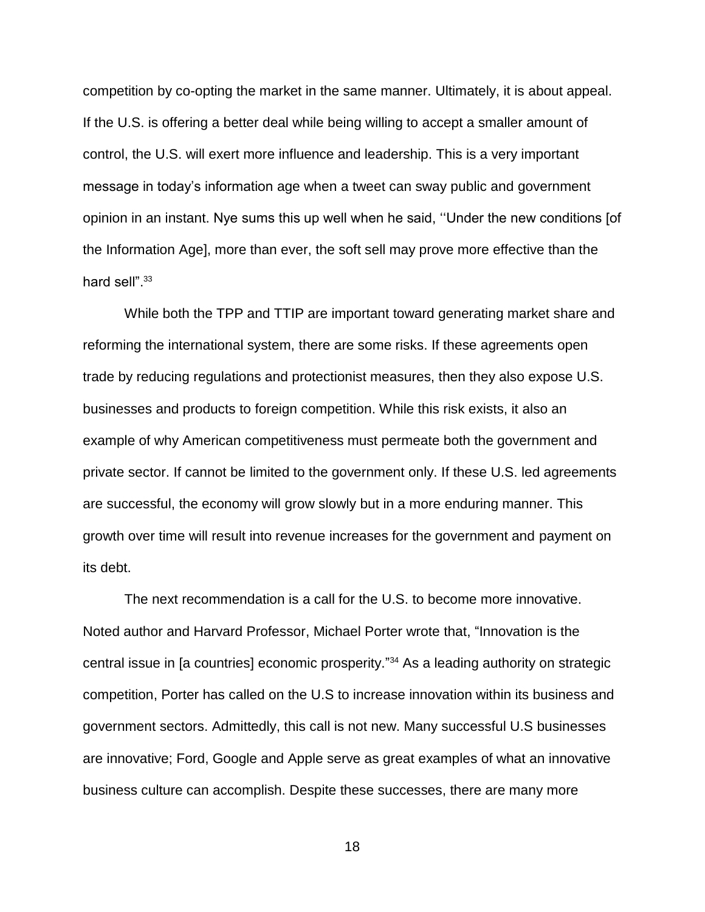competition by co-opting the market in the same manner. Ultimately, it is about appeal. If the U.S. is offering a better deal while being willing to accept a smaller amount of control, the U.S. will exert more influence and leadership. This is a very important message in today's information age when a tweet can sway public and government opinion in an instant. Nye sums this up well when he said, ''Under the new conditions [of the Information Age], more than ever, the soft sell may prove more effective than the hard sell".[33]

While both the TPP and TTIP are important toward generating market share and reforming the international system, there are some risks. If these agreements open trade by reducing regulations and protectionist measures, then they also expose U.S. businesses and products to foreign competition. While this risk exists, it also an example of why American competitiveness must permeate both the government and private sector. If cannot be limited to the government only. If these U.S. led agreements are successful, the economy will grow slowly but in a more enduring manner. This growth over time will result into revenue increases for the government and payment on its debt.

The next recommendation is a call for the U.S. to become more innovative. Noted author and Harvard Professor, Michael Porter wrote that, "Innovation is the central issue in [a countries] economic prosperity."[34] As a leading authority on strategic competition, Porter has called on the U.S to increase innovation within its business and government sectors. Admittedly, this call is not new. Many successful U.S businesses are innovative; Ford, Google and Apple serve as great examples of what an innovative business culture can accomplish. Despite these successes, there are many more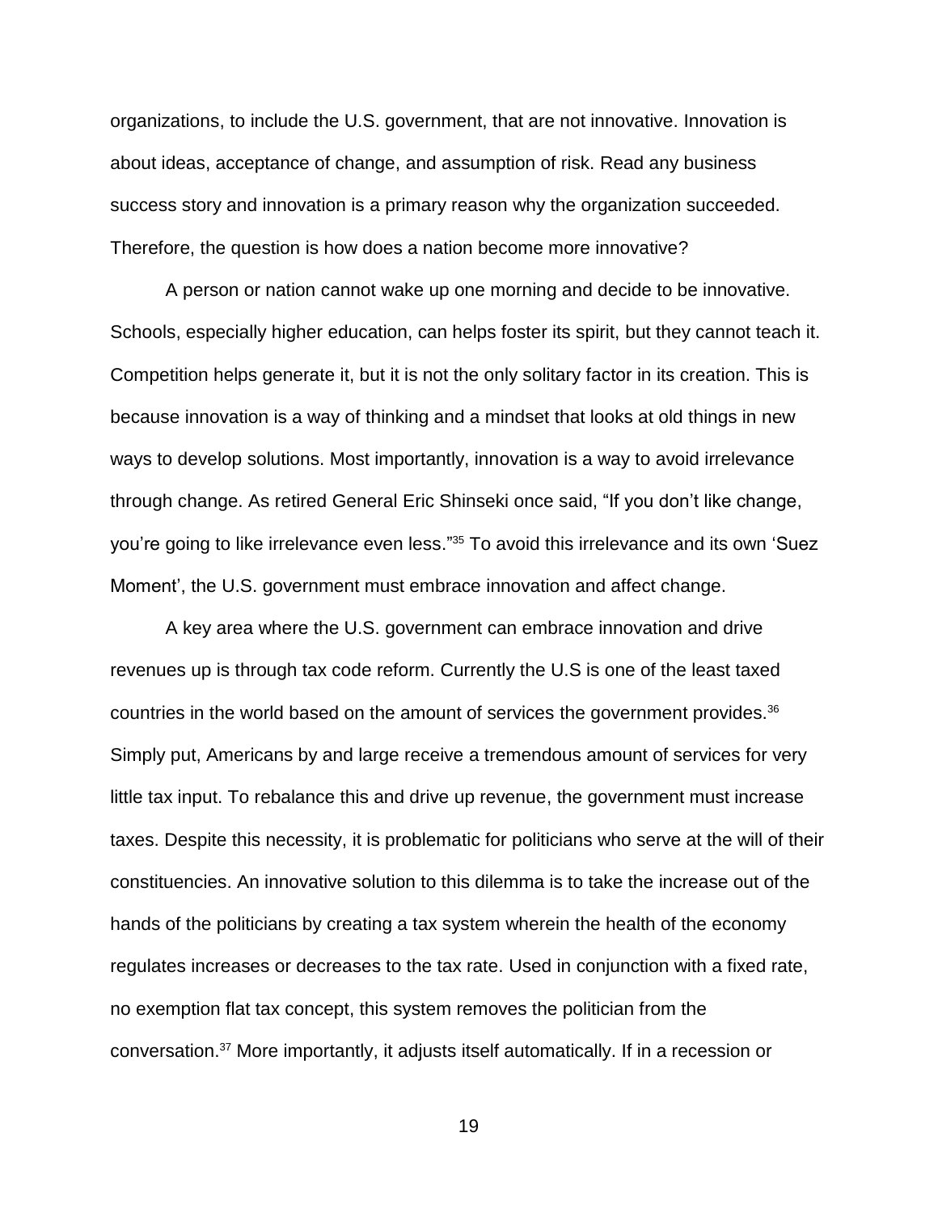organizations, to include the U.S. government, that are not innovative. Innovation is about ideas, acceptance of change, and assumption of risk. Read any business success story and innovation is a primary reason why the organization succeeded. Therefore, the question is how does a nation become more innovative?

A person or nation cannot wake up one morning and decide to be innovative. Schools, especially higher education, can helps foster its spirit, but they cannot teach it. Competition helps generate it, but it is not the only solitary factor in its creation. This is because innovation is a way of thinking and a mindset that looks at old things in new ways to develop solutions. Most importantly, innovation is a way to avoid irrelevance through change. As retired General Eric Shinseki once said, "If you don't like change, you're going to like irrelevance even less."[35] To avoid this irrelevance and its own 'Suez Moment', the U.S. government must embrace innovation and affect change.

A key area where the U.S. government can embrace innovation and drive revenues up is through tax code reform. Currently the U.S is one of the least taxed countries in the world based on the amount of services the government provides.[36] Simply put, Americans by and large receive a tremendous amount of services for very little tax input. To rebalance this and drive up revenue, the government must increase taxes. Despite this necessity, it is problematic for politicians who serve at the will of their constituencies. An innovative solution to this dilemma is to take the increase out of the hands of the politicians by creating a tax system wherein the health of the economy regulates increases or decreases to the tax rate. Used in conjunction with a fixed rate, no exemption flat tax concept, this system removes the politician from the conversation.[37] More importantly, it adjusts itself automatically. If in a recession or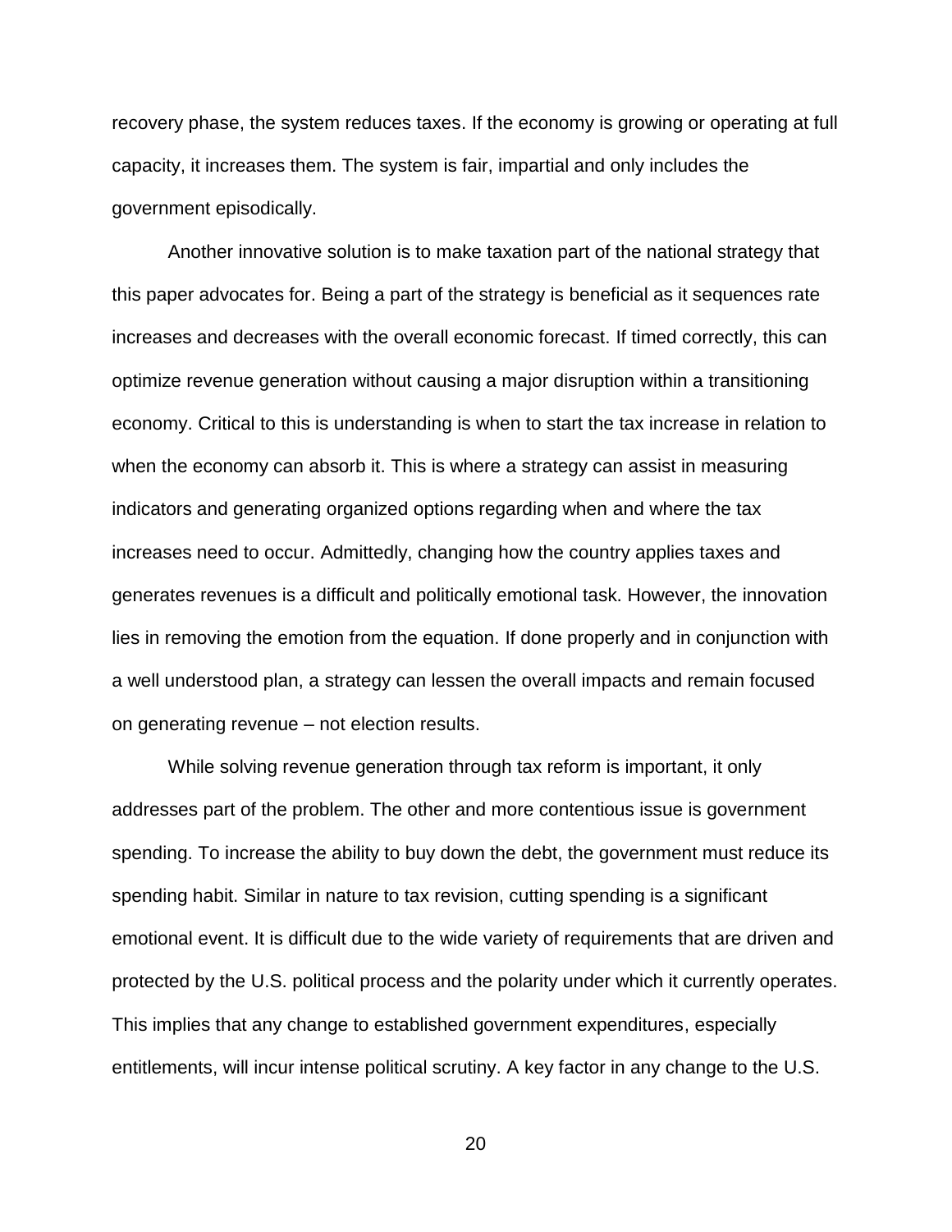recovery phase, the system reduces taxes. If the economy is growing or operating at full capacity, it increases them. The system is fair, impartial and only includes the government episodically.

Another innovative solution is to make taxation part of the national strategy that this paper advocates for. Being a part of the strategy is beneficial as it sequences rate increases and decreases with the overall economic forecast. If timed correctly, this can optimize revenue generation without causing a major disruption within a transitioning economy. Critical to this is understanding is when to start the tax increase in relation to when the economy can absorb it. This is where a strategy can assist in measuring indicators and generating organized options regarding when and where the tax increases need to occur. Admittedly, changing how the country applies taxes and generates revenues is a difficult and politically emotional task. However, the innovation lies in removing the emotion from the equation. If done properly and in conjunction with a well understood plan, a strategy can lessen the overall impacts and remain focused on generating revenue – not election results.

While solving revenue generation through tax reform is important, it only addresses part of the problem. The other and more contentious issue is government spending. To increase the ability to buy down the debt, the government must reduce its spending habit. Similar in nature to tax revision, cutting spending is a significant emotional event. It is difficult due to the wide variety of requirements that are driven and protected by the U.S. political process and the polarity under which it currently operates. This implies that any change to established government expenditures, especially entitlements, will incur intense political scrutiny. A key factor in any change to the U.S.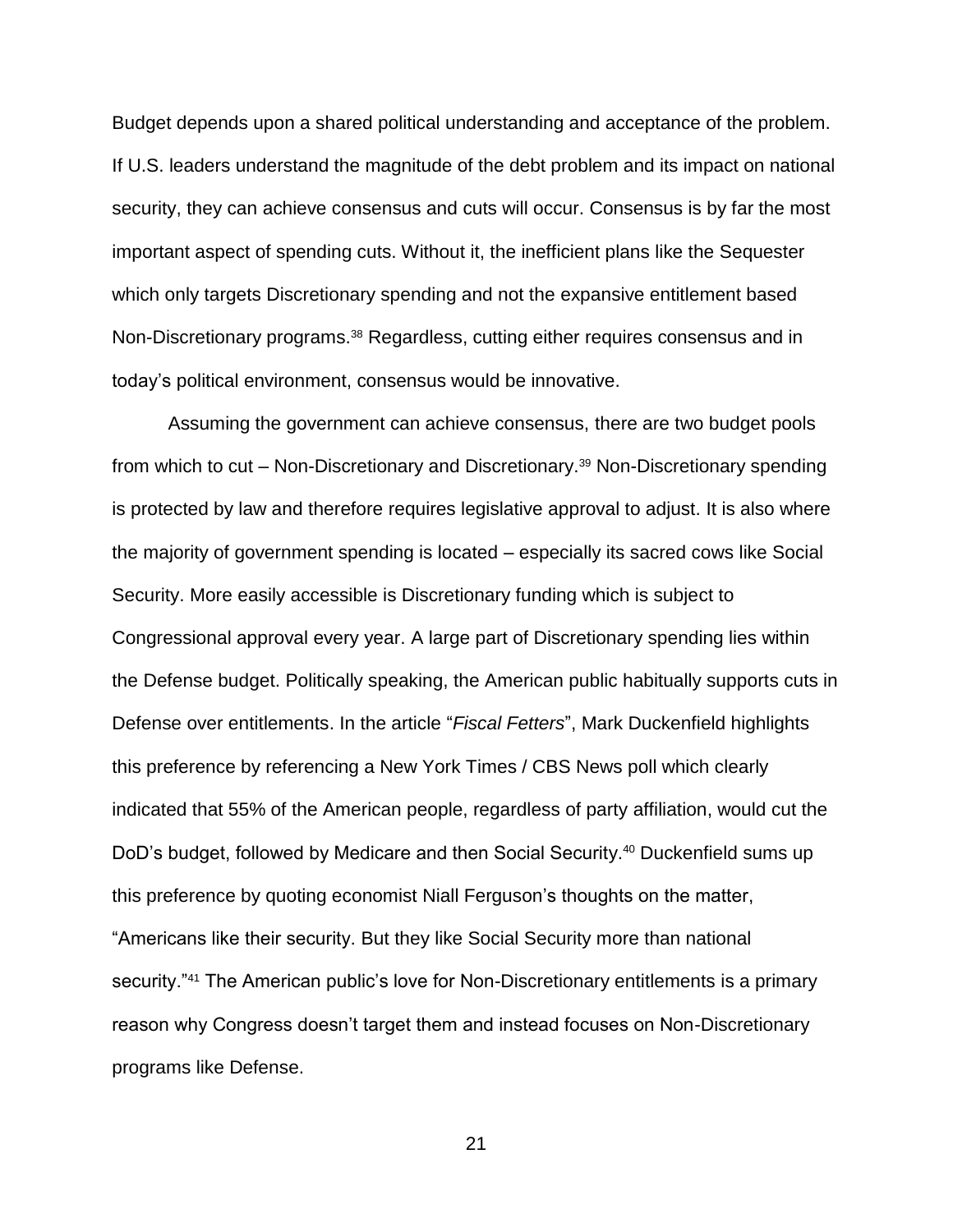Budget depends upon a shared political understanding and acceptance of the problem. If U.S. leaders understand the magnitude of the debt problem and its impact on national security, they can achieve consensus and cuts will occur. Consensus is by far the most important aspect of spending cuts. Without it, the inefficient plans like the Sequester which only targets Discretionary spending and not the expansive entitlement based Non-Discretionary programs.[38] Regardless, cutting either requires consensus and in today's political environment, consensus would be innovative.

Assuming the government can achieve consensus, there are two budget pools from which to cut – Non-Discretionary and Discretionary.[39] Non-Discretionary spending is protected by law and therefore requires legislative approval to adjust. It is also where the majority of government spending is located – especially its sacred cows like Social Security. More easily accessible is Discretionary funding which is subject to Congressional approval every year. A large part of Discretionary spending lies within the Defense budget. Politically speaking, the American public habitually supports cuts in Defense over entitlements. In the article "*Fiscal Fetters*", Mark Duckenfield highlights this preference by referencing a New York Times / CBS News poll which clearly indicated that 55% of the American people, regardless of party affiliation, would cut the DoD's budget, followed by Medicare and then Social Security.[40] Duckenfield sums up this preference by quoting economist Niall Ferguson's thoughts on the matter, "Americans like their security. But they like Social Security more than national security."[41] The American public's love for Non-Discretionary entitlements is a primary reason why Congress doesn't target them and instead focuses on Non-Discretionary programs like Defense.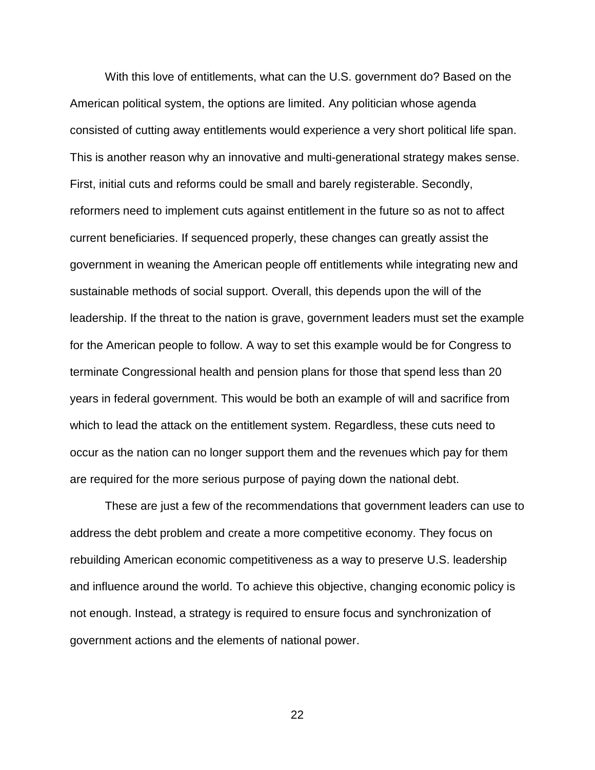With this love of entitlements, what can the U.S. government do? Based on the American political system, the options are limited. Any politician whose agenda consisted of cutting away entitlements would experience a very short political life span. This is another reason why an innovative and multi-generational strategy makes sense. First, initial cuts and reforms could be small and barely registerable. Secondly, reformers need to implement cuts against entitlement in the future so as not to affect current beneficiaries. If sequenced properly, these changes can greatly assist the government in weaning the American people off entitlements while integrating new and sustainable methods of social support. Overall, this depends upon the will of the leadership. If the threat to the nation is grave, government leaders must set the example for the American people to follow. A way to set this example would be for Congress to terminate Congressional health and pension plans for those that spend less than 20 years in federal government. This would be both an example of will and sacrifice from which to lead the attack on the entitlement system. Regardless, these cuts need to occur as the nation can no longer support them and the revenues which pay for them are required for the more serious purpose of paying down the national debt.

These are just a few of the recommendations that government leaders can use to address the debt problem and create a more competitive economy. They focus on rebuilding American economic competitiveness as a way to preserve U.S. leadership and influence around the world. To achieve this objective, changing economic policy is not enough. Instead, a strategy is required to ensure focus and synchronization of government actions and the elements of national power.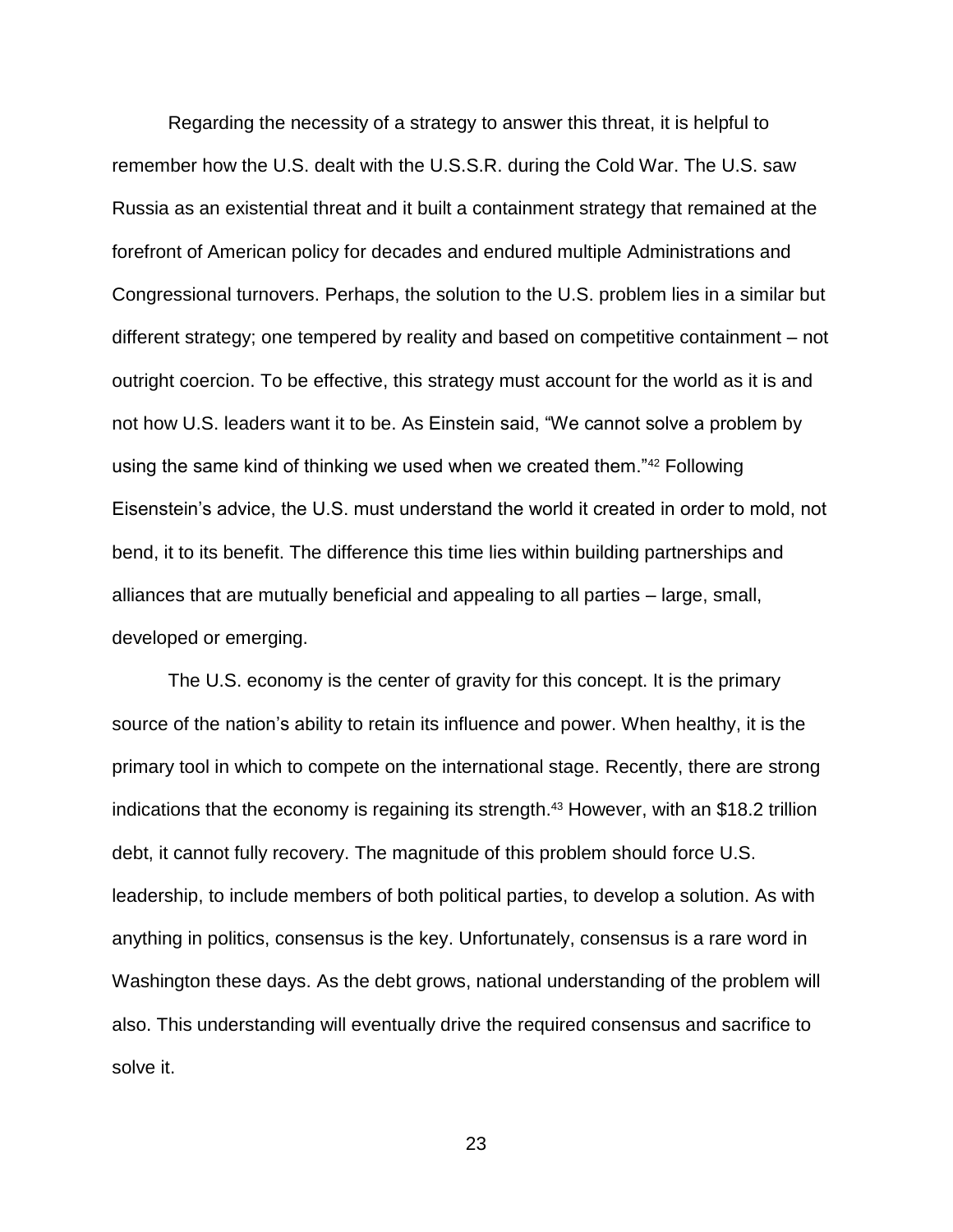Regarding the necessity of a strategy to answer this threat, it is helpful to remember how the U.S. dealt with the U.S.S.R. during the Cold War. The U.S. saw Russia as an existential threat and it built a containment strategy that remained at the forefront of American policy for decades and endured multiple Administrations and Congressional turnovers. Perhaps, the solution to the U.S. problem lies in a similar but different strategy; one tempered by reality and based on competitive containment – not outright coercion. To be effective, this strategy must account for the world as it is and not how U.S. leaders want it to be. As Einstein said, "We cannot solve a problem by using the same kind of thinking we used when we created them."[42] Following Eisenstein's advice, the U.S. must understand the world it created in order to mold, not bend, it to its benefit. The difference this time lies within building partnerships and alliances that are mutually beneficial and appealing to all parties – large, small, developed or emerging.

The U.S. economy is the center of gravity for this concept. It is the primary source of the nation's ability to retain its influence and power. When healthy, it is the primary tool in which to compete on the international stage. Recently, there are strong indications that the economy is regaining its strength.[43] However, with an $18.2 trillion debt, it cannot fully recovery. The magnitude of this problem should force U.S. leadership, to include members of both political parties, to develop a solution. As with anything in politics, consensus is the key. Unfortunately, consensus is a rare word in Washington these days. As the debt grows, national understanding of the problem will also. This understanding will eventually drive the required consensus and sacrifice to solve it.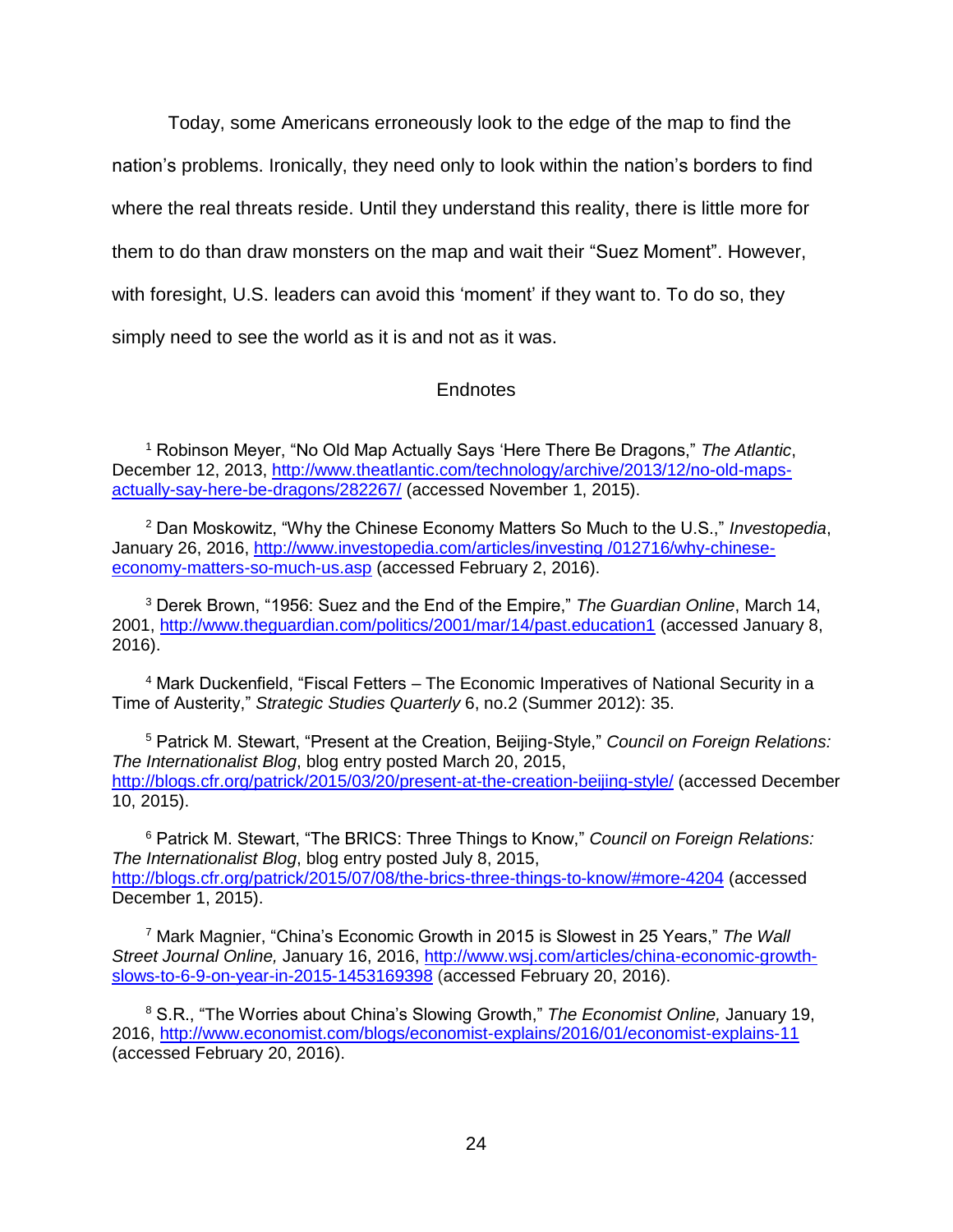Today, some Americans erroneously look to the edge of the map to find the nation's problems. Ironically, they need only to look within the nation's borders to find where the real threats reside. Until they understand this reality, there is little more for them to do than draw monsters on the map and wait their "Suez Moment". However, with foresight, U.S. leaders can avoid this 'moment' if they want to. To do so, they simply need to see the world as it is and not as it was.

## Endnotes

[1] Robinson Meyer, "No Old Map Actually Says 'Here There Be Dragons,'" *The Atlantic*, December 12, 2013, http://www.theatlantic.com/technology/archive/2013/12/no-old-maps-actually-say-here-be-dragons/282267/ (accessed November 1, 2015).

[2] Dan Moskowitz, "Why the Chinese Economy Matters So Much to the U.S.," *Investopedia*, January 26, 2016, http://www.investopedia.com/articles/investing /012716/why-chinese-economy-matters-so-much-us.asp (accessed February 2, 2016).

[3] Derek Brown, "1956: Suez and the End of the Empire," *The Guardian Online*, March 14, 2001, http://www.theguardian.com/politics/2001/mar/14/past.education1 (accessed January 8, 2016).

[4] Mark Duckenfield, "Fiscal Fetters – The Economic Imperatives of National Security in a Time of Austerity," *Strategic Studies Quarterly* 6, no.2 (Summer 2012): 35.

[5] Patrick M. Stewart, "Present at the Creation, Beijing-Style," *Council on Foreign Relations: The Internationalist Blog*, blog entry posted March 20, 2015, http://blogs.cfr.org/patrick/2015/03/20/present-at-the-creation-beijing-style/ (accessed December 10, 2015).

[6] Patrick M. Stewart, "The BRICS: Three Things to Know," *Council on Foreign Relations: The Internationalist Blog*, blog entry posted July 8, 2015, http://blogs.cfr.org/patrick/2015/07/08/the-brics-three-things-to-know/#more-4204 (accessed December 1, 2015).

[7] Mark Magnier, "China's Economic Growth in 2015 is Slowest in 25 Years," *The Wall Street Journal Online,* January 16, 2016, http://www.wsj.com/articles/china-economic-growth-slows-to-6-9-on-year-in-2015-1453169398 (accessed February 20, 2016).

[8] S.R., "The Worries about China's Slowing Growth," *The Economist Online,* January 19, 2016, http://www.economist.com/blogs/economist-explains/2016/01/economist-explains-11 (accessed February 20, 2016).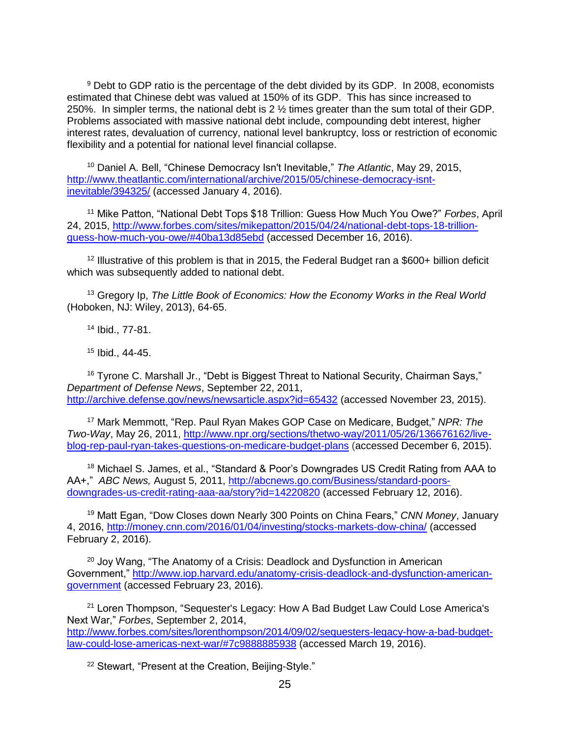[9] Debt to GDP ratio is the percentage of the debt divided by its GDP. In 2008, economists estimated that Chinese debt was valued at 150% of its GDP. This has since increased to 250%. In simpler terms, the national debt is 2 ½ times greater than the sum total of their GDP. Problems associated with massive national debt include, compounding debt interest, higher interest rates, devaluation of currency, national level bankruptcy, loss or restriction of economic flexibility and a potential for national level financial collapse.

[10] Daniel A. Bell, "Chinese Democracy Isn't Inevitable," *The Atlantic*, May 29, 2015, http://www.theatlantic.com/international/archive/2015/05/chinese-democracy-isnt-inevitable/394325/ (accessed January 4, 2016).

[11] Mike Patton, "National Debt Tops $18 Trillion: Guess How Much You Owe?" *Forbes*, April 24, 2015, http://www.forbes.com/sites/mikepatton/2015/04/24/national-debt-tops-18-trillion-guess-how-much-you-owe/#40ba13d85ebd (accessed December 16, 2016).

[12] Illustrative of this problem is that in 2015, the Federal Budget ran a $600+ billion deficit which was subsequently added to national debt.

[13] Gregory Ip, *The Little Book of Economics: How the Economy Works in the Real World* (Hoboken, NJ: Wiley, 2013), 64-65.

[14] Ibid., 77-81.

[15] Ibid., 44-45.

[16] Tyrone C. Marshall Jr., "Debt is Biggest Threat to National Security, Chairman Says," *Department of Defense News*, September 22, 2011, http://archive.defense.gov/news/newsarticle.aspx?id=65432 (accessed November 23, 2015).

[17] Mark Memmott, "Rep. Paul Ryan Makes GOP Case on Medicare, Budget," *NPR: The Two-Way*, May 26, 2011, http://www.npr.org/sections/thetwo-way/2011/05/26/136676162/live-blog-rep-paul-ryan-takes-questions-on-medicare-budget-plans (accessed December 6, 2015).

[18] Michael S. James, et al., "Standard & Poor's Downgrades US Credit Rating from AAA to AA+," *ABC News,* August 5, 2011, http://abcnews.go.com/Business/standard-poors-downgrades-us-credit-rating-aaa-aa/story?id=14220820 (accessed February 12, 2016).

[19] Matt Egan, "Dow Closes down Nearly 300 Points on China Fears," *CNN Money*, January 4, 2016, http://money.cnn.com/2016/01/04/investing/stocks-markets-dow-china/ (accessed February 2, 2016).

[20] Joy Wang, "The Anatomy of a Crisis: Deadlock and Dysfunction in American Government," http://www.iop.harvard.edu/anatomy-crisis-deadlock-and-dysfunction-american-government (accessed February 23, 2016).

[21] Loren Thompson, "Sequester's Legacy: How A Bad Budget Law Could Lose America's Next War," *Forbes*, September 2, 2014, http://www.forbes.com/sites/lorenthompson/2014/09/02/sequesters-legacy-how-a-bad-budget-law-could-lose-americas-next-war/#7c9888885938 (accessed March 19, 2016).

[22] Stewart, "Present at the Creation, Beijing-Style."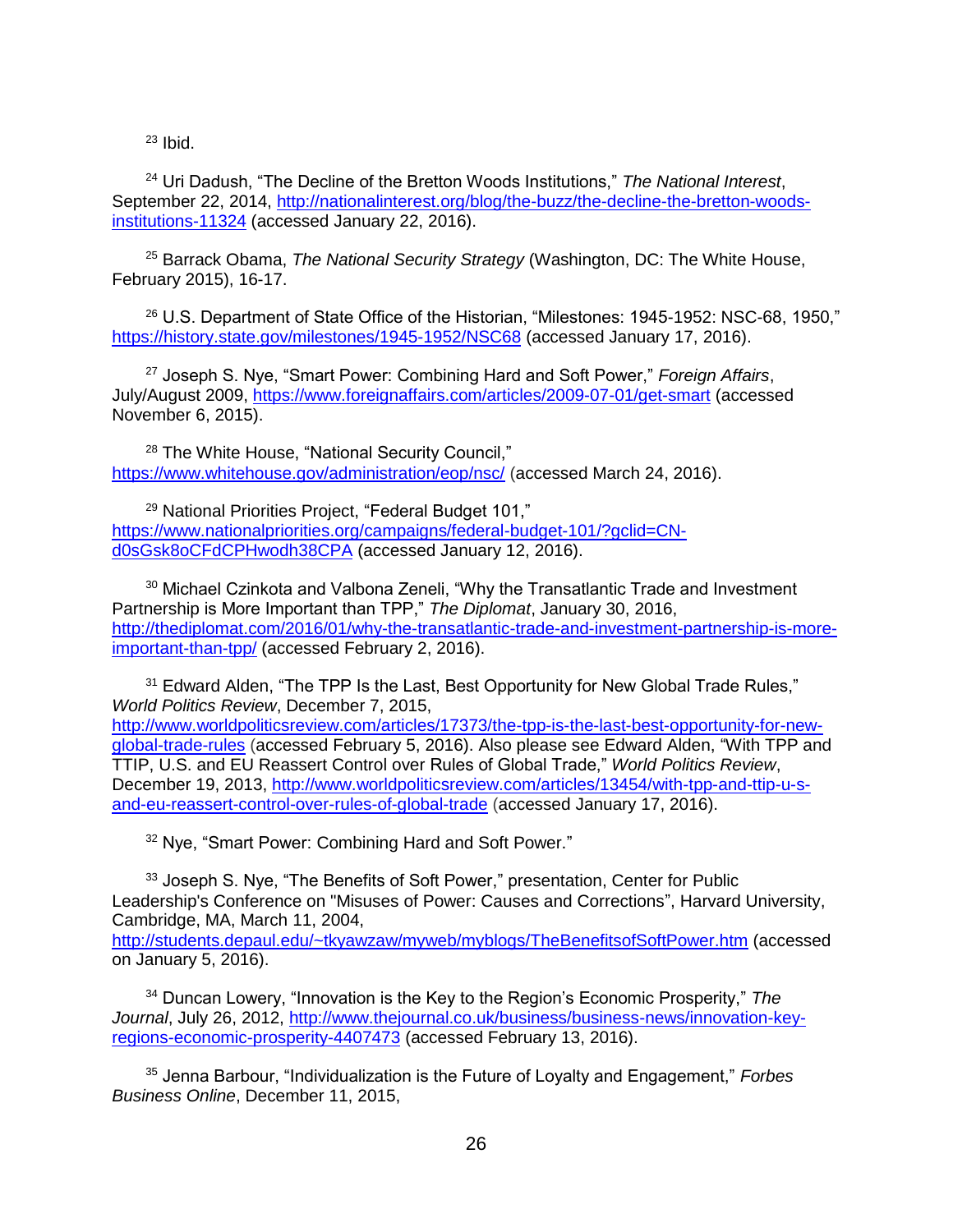[23] Ibid.

[24] Uri Dadush, "The Decline of the Bretton Woods Institutions," *The National Interest*, September 22, 2014, http://nationalinterest.org/blog/the-buzz/the-decline-the-bretton-woods-institutions-11324 (accessed January 22, 2016).

[25] Barrack Obama, *The National Security Strategy* (Washington, DC: The White House, February 2015), 16-17.

[26] U.S. Department of State Office of the Historian, "Milestones: 1945-1952: NSC-68, 1950," https://history.state.gov/milestones/1945-1952/NSC68 (accessed January 17, 2016).

[27] Joseph S. Nye, "Smart Power: Combining Hard and Soft Power," *Foreign Affairs*, July/August 2009, https://www.foreignaffairs.com/articles/2009-07-01/get-smart (accessed November 6, 2015).

[28] The White House, "National Security Council," https://www.whitehouse.gov/administration/eop/nsc/ (accessed March 24, 2016).

[29] National Priorities Project, "Federal Budget 101," https://www.nationalpriorities.org/campaigns/federal-budget-101/?gclid=CN-d0sGsk8oCFdCPHwodh38CPA (accessed January 12, 2016).

[30] Michael Czinkota and Valbona Zeneli, "Why the Transatlantic Trade and Investment Partnership is More Important than TPP," *The Diplomat*, January 30, 2016, http://thediplomat.com/2016/01/why-the-transatlantic-trade-and-investment-partnership-is-more-important-than-tpp/ (accessed February 2, 2016).

[31] Edward Alden, "The TPP Is the Last, Best Opportunity for New Global Trade Rules," *World Politics Review*, December 7, 2015, http://www.worldpoliticsreview.com/articles/17373/the-tpp-is-the-last-best-opportunity-for-new-global-trade-rules (accessed February 5, 2016). Also please see Edward Alden, "With TPP and TTIP, U.S. and EU Reassert Control over Rules of Global Trade," *World Politics Review*, December 19, 2013, http://www.worldpoliticsreview.com/articles/13454/with-tpp-and-ttip-u-s-and-eu-reassert-control-over-rules-of-global-trade (accessed January 17, 2016).

[32] Nye, "Smart Power: Combining Hard and Soft Power."

[33] Joseph S. Nye, "The Benefits of Soft Power," presentation, Center for Public Leadership's Conference on "Misuses of Power: Causes and Corrections", Harvard University, Cambridge, MA, March 11, 2004, http://students.depaul.edu/~tkyawzaw/myweb/myblogs/TheBenefitsofSoftPower.htm (accessed on January 5, 2016).

[34] Duncan Lowery, "Innovation is the Key to the Region's Economic Prosperity," *The Journal*, July 26, 2012, http://www.thejournal.co.uk/business/business-news/innovation-key-regions-economic-prosperity-4407473 (accessed February 13, 2016).

[35] Jenna Barbour, "Individualization is the Future of Loyalty and Engagement," *Forbes Business Online*, December 11, 2015,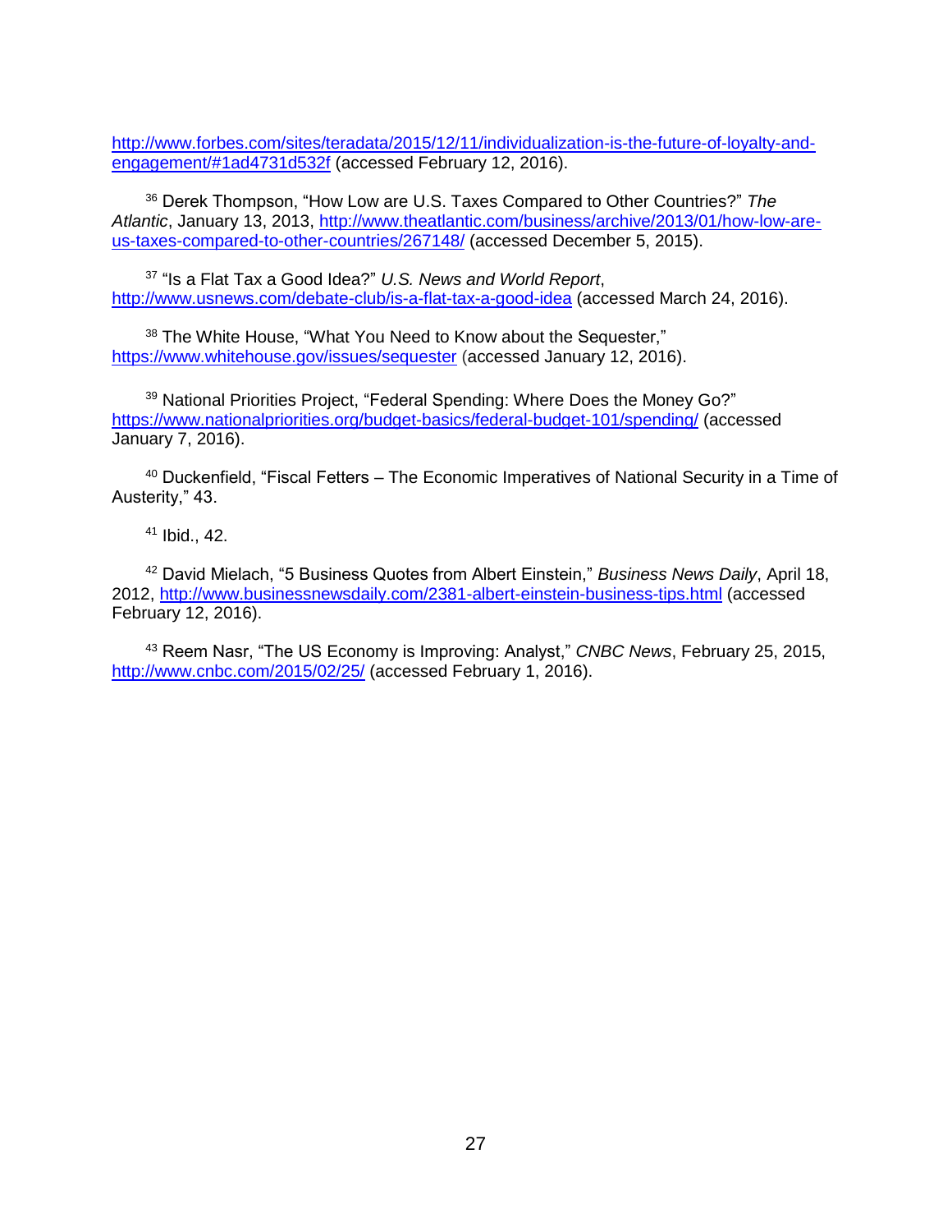http://www.forbes.com/sites/teradata/2015/12/11/individualization-is-the-future-of-loyalty-and-engagement/#1ad4731d532f (accessed February 12, 2016).

[36] Derek Thompson, “How Low are U.S. Taxes Compared to Other Countries?” *The Atlantic*, January 13, 2013, http://www.theatlantic.com/business/archive/2013/01/how-low-are-us-taxes-compared-to-other-countries/267148/ (accessed December 5, 2015).

[37] “Is a Flat Tax a Good Idea?” *U.S. News and World Report*, http://www.usnews.com/debate-club/is-a-flat-tax-a-good-idea (accessed March 24, 2016).

[38] The White House, “What You Need to Know about the Sequester,” https://www.whitehouse.gov/issues/sequester (accessed January 12, 2016).

[39] National Priorities Project, “Federal Spending: Where Does the Money Go?” https://www.nationalpriorities.org/budget-basics/federal-budget-101/spending/ (accessed January 7, 2016).

[40] Duckenfield, “Fiscal Fetters – The Economic Imperatives of National Security in a Time of Austerity,” 43.

[41] Ibid., 42.

[42] David Mielach, “5 Business Quotes from Albert Einstein,” *Business News Daily*, April 18, 2012, http://www.businessnewsdaily.com/2381-albert-einstein-business-tips.html (accessed February 12, 2016).

[43] Reem Nasr, “The US Economy is Improving: Analyst,” *CNBC News*, February 25, 2015, http://www.cnbc.com/2015/02/25/ (accessed February 1, 2016).